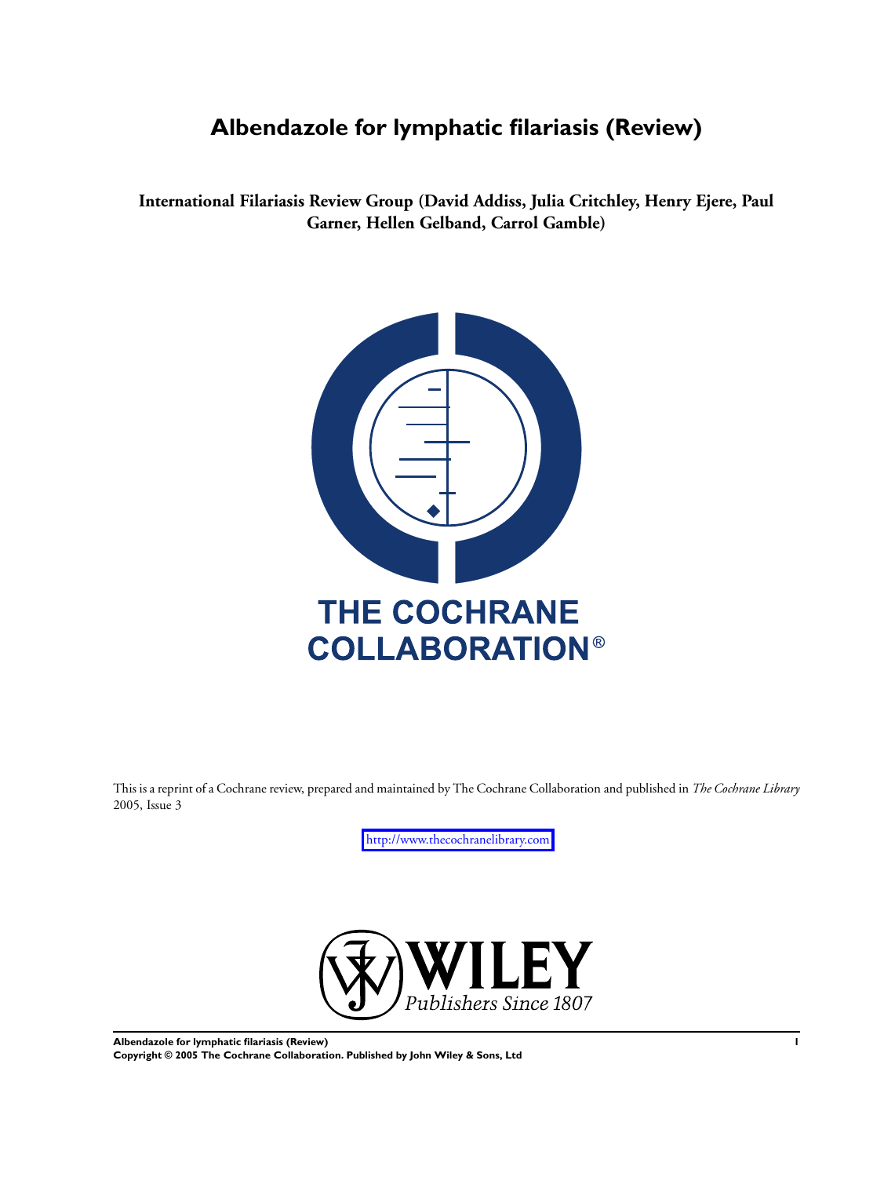# Albendazole for lymphatic filariasis (Review)

**International Filariasis Review Group (David Addiss, Julia Critchley, Henry Ejere, Paul Garner, Hellen Gelband, Carrol Gamble)**

THE COCHRANE COLLABORATION®

This is a reprint of a Cochrane review, prepared and maintained by The Cochrane Collaboration and published in *The Cochrane Library* 2005, Issue 3

http://www.thecochranelibrary.com

WILEY
*Publishers Since 1807*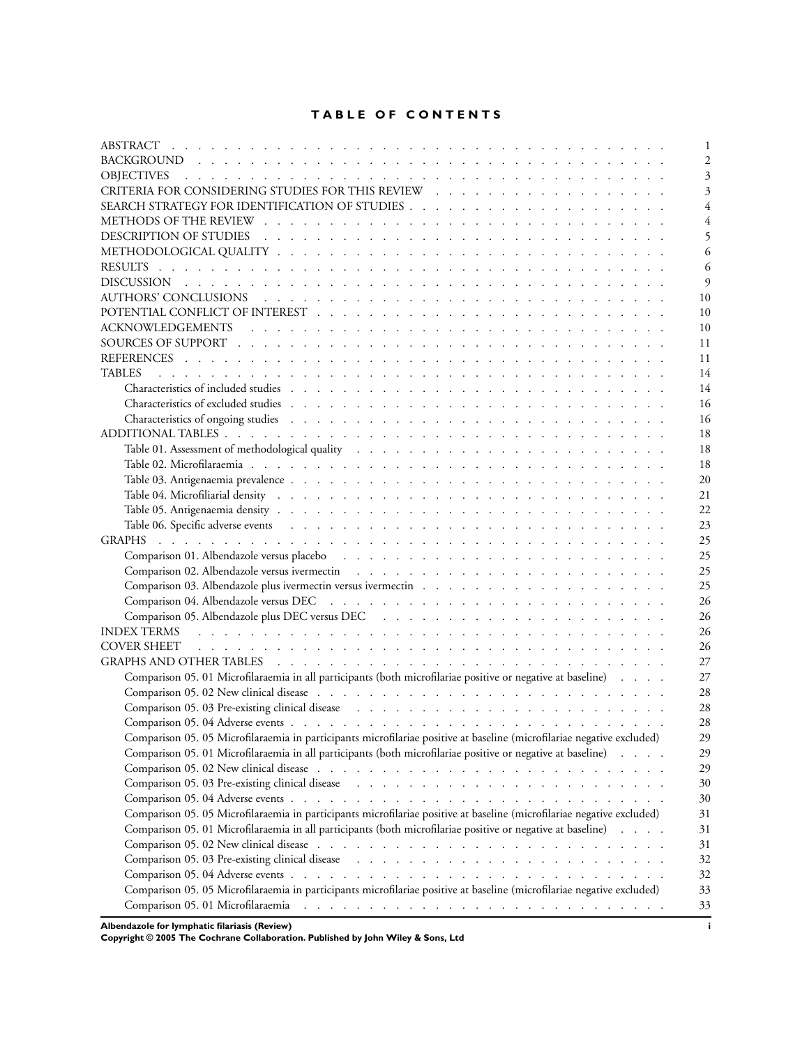# TABLE OF CONTENTS

| | |
|---|---|
| ABSTRACT | 1 |
| BACKGROUND | 2 |
| OBJECTIVES | 3 |
| CRITERIA FOR CONSIDERING STUDIES FOR THIS REVIEW | 3 |
| SEARCH STRATEGY FOR IDENTIFICATION OF STUDIES | 4 |
| METHODS OF THE REVIEW | 4 |
| DESCRIPTION OF STUDIES | 5 |
| METHODOLOGICAL QUALITY | 6 |
| RESULTS | 6 |
| DISCUSSION | 9 |
| AUTHORS' CONCLUSIONS | 10 |
| POTENTIAL CONFLICT OF INTEREST | 10 |
| ACKNOWLEDGEMENTS | 10 |
| SOURCES OF SUPPORT | 11 |
| REFERENCES | 11 |
| TABLES | 14 |
| Characteristics of included studies | 14 |
| Characteristics of excluded studies | 16 |
| Characteristics of ongoing studies | 16 |
| ADDITIONAL TABLES | 18 |
| Table 01. Assessment of methodological quality | 18 |
| Table 02. Microfilaraemia | 18 |
| Table 03. Antigenaemia prevalence | 20 |
| Table 04. Microfiliarial density | 21 |
| Table 05. Antigenaemia density | 22 |
| Table 06. Specific adverse events | 23 |
| GRAPHS | 25 |
| Comparison 01. Albendazole versus placebo | 25 |
| Comparison 02. Albendazole versus ivermectin | 25 |
| Comparison 03. Albendazole plus ivermectin versus ivermectin | 25 |
| Comparison 04. Albendazole versus DEC | 26 |
| Comparison 05. Albendazole plus DEC versus DEC | 26 |
| INDEX TERMS | 26 |
| COVER SHEET | 26 |
| GRAPHS AND OTHER TABLES | 27 |
| Comparison 05. 01 Microfilaraemia in all participants (both microfilariae positive or negative at baseline) | 27 |
| Comparison 05. 02 New clinical disease | 28 |
| Comparison 05. 03 Pre-existing clinical disease | 28 |
| Comparison 05. 04 Adverse events | 28 |
| Comparison 05. 05 Microfilaraemia in participants microfilariae positive at baseline (microfilariae negative excluded) | 29 |
| Comparison 05. 01 Microfilaraemia in all participants (both microfilariae positive or negative at baseline) | 29 |
| Comparison 05. 02 New clinical disease | 29 |
| Comparison 05. 03 Pre-existing clinical disease | 30 |
| Comparison 05. 04 Adverse events | 30 |
| Comparison 05. 05 Microfilaraemia in participants microfilariae positive at baseline (microfilariae negative excluded) | 31 |
| Comparison 05. 01 Microfilaraemia in all participants (both microfilariae positive or negative at baseline) | 31 |
| Comparison 05. 02 New clinical disease | 31 |
| Comparison 05. 03 Pre-existing clinical disease | 32 |
| Comparison 05. 04 Adverse events | 32 |
| Comparison 05. 05 Microfilaraemia in participants microfilariae positive at baseline (microfilariae negative excluded) | 33 |
| Comparison 05. 01 Microfilaraemia | 33 |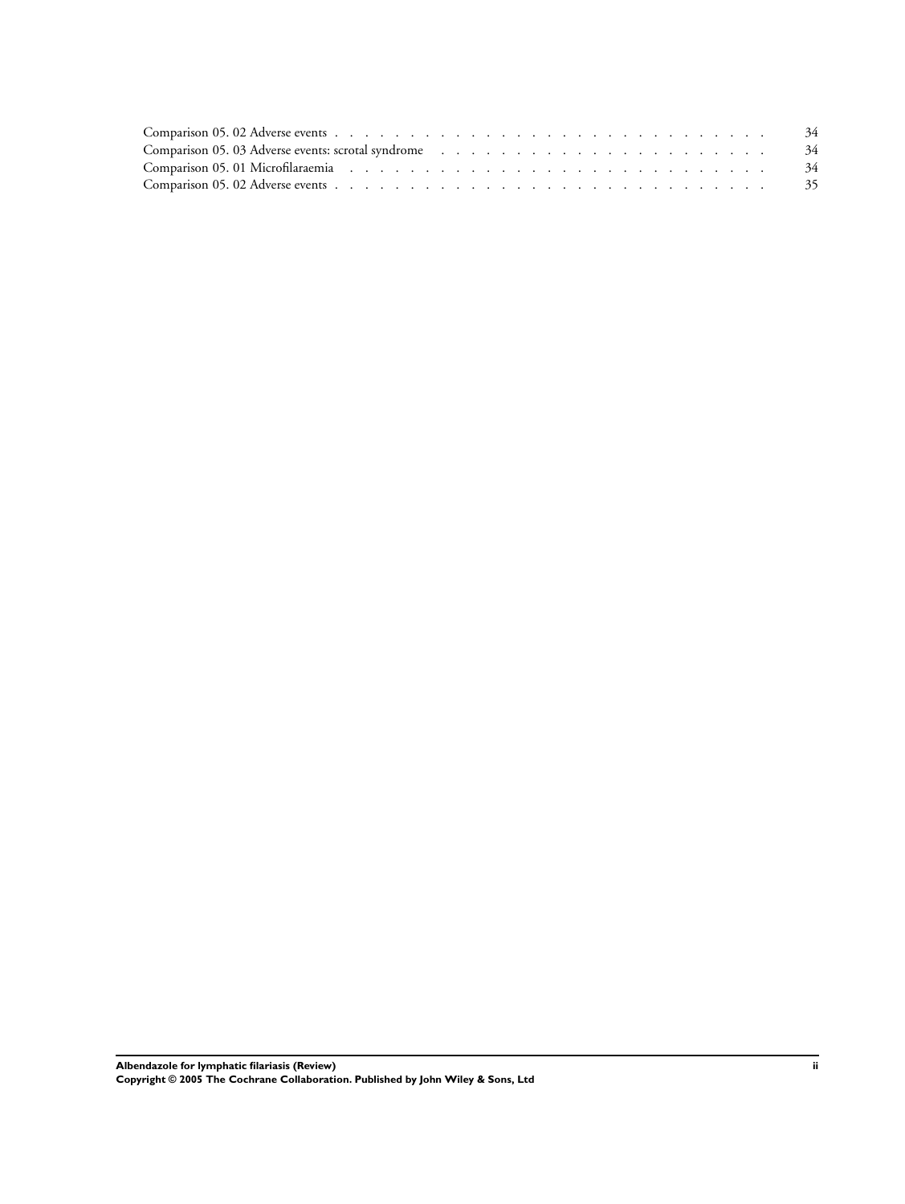Comparison 05. 02 Adverse events . . . . . . . . . . . . . . . . . . . . . . . . . . . . 34
Comparison 05. 03 Adverse events: scrotal syndrome . . . . . . . . . . . . . . . . . . . . . . 34
Comparison 05. 01 Microfilaraemia . . . . . . . . . . . . . . . . . . . . . . . . . . . . 34
Comparison 05. 02 Adverse events . . . . . . . . . . . . . . . . . . . . . . . . . . . . 35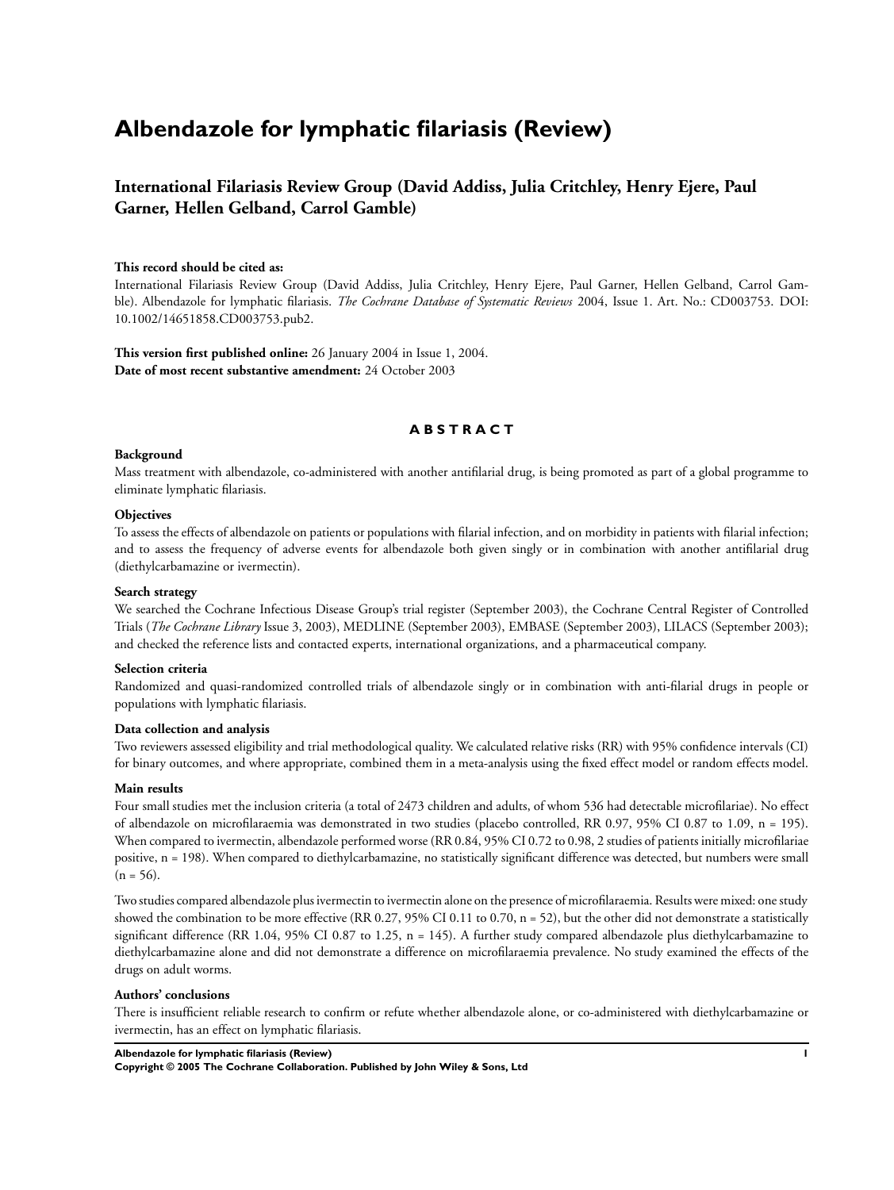# Albendazole for lymphatic filariasis (Review)

## International Filariasis Review Group (David Addiss, Julia Critchley, Henry Ejere, Paul Garner, Hellen Gelband, Carrol Gamble)

**This record should be cited as:**

International Filariasis Review Group (David Addiss, Julia Critchley, Henry Ejere, Paul Garner, Hellen Gelband, Carrol Gamble). Albendazole for lymphatic filariasis. *The Cochrane Database of Systematic Reviews* 2004, Issue 1. Art. No.: CD003753. DOI: 10.1002/14651858.CD003753.pub2.

**This version first published online:** 26 January 2004 in Issue 1, 2004.
**Date of most recent substantive amendment:** 24 October 2003

### A B S T R A C T

**Background**

Mass treatment with albendazole, co-administered with another antifilarial drug, is being promoted as part of a global programme to eliminate lymphatic filariasis.

**Objectives**

To assess the effects of albendazole on patients or populations with filarial infection, and on morbidity in patients with filarial infection; and to assess the frequency of adverse events for albendazole both given singly or in combination with another antifilarial drug (diethylcarbamazine or ivermectin).

**Search strategy**

We searched the Cochrane Infectious Disease Group's trial register (September 2003), the Cochrane Central Register of Controlled Trials (*The Cochrane Library* Issue 3, 2003), MEDLINE (September 2003), EMBASE (September 2003), LILACS (September 2003); and checked the reference lists and contacted experts, international organizations, and a pharmaceutical company.

**Selection criteria**

Randomized and quasi-randomized controlled trials of albendazole singly or in combination with anti-filarial drugs in people or populations with lymphatic filariasis.

**Data collection and analysis**

Two reviewers assessed eligibility and trial methodological quality. We calculated relative risks (RR) with 95% confidence intervals (CI) for binary outcomes, and where appropriate, combined them in a meta-analysis using the fixed effect model or random effects model.

**Main results**

Four small studies met the inclusion criteria (a total of 2473 children and adults, of whom 536 had detectable microfilariae). No effect of albendazole on microfilaraemia was demonstrated in two studies (placebo controlled, RR 0.97, 95% CI 0.87 to 1.09, n = 195). When compared to ivermectin, albendazole performed worse (RR 0.84, 95% CI 0.72 to 0.98, 2 studies of patients initially microfilariae positive, n = 198). When compared to diethylcarbamazine, no statistically significant difference was detected, but numbers were small (n = 56).

Two studies compared albendazole plus ivermectin to ivermectin alone on the presence of microfilaraemia. Results were mixed: one study showed the combination to be more effective (RR 0.27, 95% CI 0.11 to 0.70, n = 52), but the other did not demonstrate a statistically significant difference (RR 1.04, 95% CI 0.87 to 1.25, n = 145). A further study compared albendazole plus diethylcarbamazine to diethylcarbamazine alone and did not demonstrate a difference on microfilaraemia prevalence. No study examined the effects of the drugs on adult worms.

**Authors' conclusions**

There is insufficient reliable research to confirm or refute whether albendazole alone, or co-administered with diethylcarbamazine or ivermectin, has an effect on lymphatic filariasis.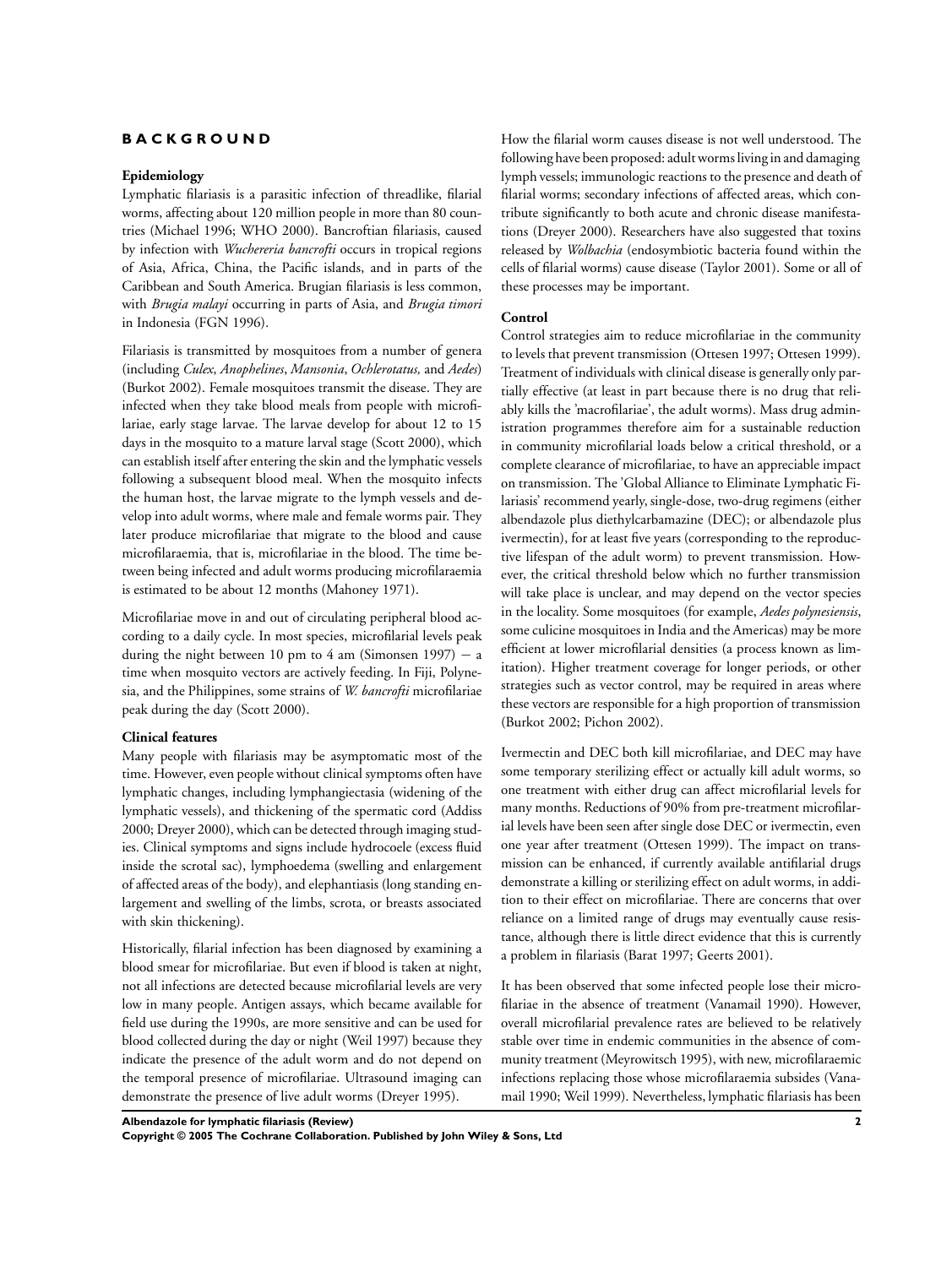## BACKGROUND

### Epidemiology

Lymphatic filariasis is a parasitic infection of threadlike, filarial worms, affecting about 120 million people in more than 80 countries (Michael 1996; WHO 2000). Bancroftian filariasis, caused by infection with *Wuchereria bancrofti* occurs in tropical regions of Asia, Africa, China, the Pacific islands, and in parts of the Caribbean and South America. Brugian filariasis is less common, with *Brugia malayi* occurring in parts of Asia, and *Brugia timori* in Indonesia (FGN 1996).

Filariasis is transmitted by mosquitoes from a number of genera (including *Culex*, *Anophelines*, *Mansonia*, *Ochlerotatus,* and *Aedes*) (Burkot 2002). Female mosquitoes transmit the disease. They are infected when they take blood meals from people with microfilariae, early stage larvae. The larvae develop for about 12 to 15 days in the mosquito to a mature larval stage (Scott 2000), which can establish itself after entering the skin and the lymphatic vessels following a subsequent blood meal. When the mosquito infects the human host, the larvae migrate to the lymph vessels and develop into adult worms, where male and female worms pair. They later produce microfilariae that migrate to the blood and cause microfilaraemia, that is, microfilariae in the blood. The time between being infected and adult worms producing microfilaraemia is estimated to be about 12 months (Mahoney 1971).

Microfilariae move in and out of circulating peripheral blood according to a daily cycle. In most species, microfilarial levels peak during the night between 10 pm to 4 am (Simonsen 1997) — a time when mosquito vectors are actively feeding. In Fiji, Polynesia, and the Philippines, some strains of *W. bancrofti* microfilariae peak during the day (Scott 2000).

### Clinical features

Many people with filariasis may be asymptomatic most of the time. However, even people without clinical symptoms often have lymphatic changes, including lymphangiectasia (widening of the lymphatic vessels), and thickening of the spermatic cord (Addiss 2000; Dreyer 2000), which can be detected through imaging studies. Clinical symptoms and signs include hydrocoele (excess fluid inside the scrotal sac), lymphoedema (swelling and enlargement of affected areas of the body), and elephantiasis (long standing enlargement and swelling of the limbs, scrota, or breasts associated with skin thickening).

Historically, filarial infection has been diagnosed by examining a blood smear for microfilariae. But even if blood is taken at night, not all infections are detected because microfilarial levels are very low in many people. Antigen assays, which became available for field use during the 1990s, are more sensitive and can be used for blood collected during the day or night (Weil 1997) because they indicate the presence of the adult worm and do not depend on the temporal presence of microfilariae. Ultrasound imaging can demonstrate the presence of live adult worms (Dreyer 1995).

How the filarial worm causes disease is not well understood. The following have been proposed: adult worms living in and damaging lymph vessels; immunologic reactions to the presence and death of filarial worms; secondary infections of affected areas, which contribute significantly to both acute and chronic disease manifestations (Dreyer 2000). Researchers have also suggested that toxins released by *Wolbachia* (endosymbiotic bacteria found within the cells of filarial worms) cause disease (Taylor 2001). Some or all of these processes may be important.

### Control

Control strategies aim to reduce microfilariae in the community to levels that prevent transmission (Ottesen 1997; Ottesen 1999). Treatment of individuals with clinical disease is generally only partially effective (at least in part because there is no drug that reliably kills the 'macrofilariae', the adult worms). Mass drug administration programmes therefore aim for a sustainable reduction in community microfilarial loads below a critical threshold, or a complete clearance of microfilariae, to have an appreciable impact on transmission. The 'Global Alliance to Eliminate Lymphatic Filariasis' recommend yearly, single-dose, two-drug regimens (either albendazole plus diethylcarbamazine (DEC); or albendazole plus ivermectin), for at least five years (corresponding to the reproductive lifespan of the adult worm) to prevent transmission. However, the critical threshold below which no further transmission will take place is unclear, and may depend on the vector species in the locality. Some mosquitoes (for example, *Aedes polynesiensis*, some culicine mosquitoes in India and the Americas) may be more efficient at lower microfilarial densities (a process known as limitation). Higher treatment coverage for longer periods, or other strategies such as vector control, may be required in areas where these vectors are responsible for a high proportion of transmission (Burkot 2002; Pichon 2002).

Ivermectin and DEC both kill microfilariae, and DEC may have some temporary sterilizing effect or actually kill adult worms, so one treatment with either drug can affect microfilarial levels for many months. Reductions of 90% from pre-treatment microfilarial levels have been seen after single dose DEC or ivermectin, even one year after treatment (Ottesen 1999). The impact on transmission can be enhanced, if currently available antifilarial drugs demonstrate a killing or sterilizing effect on adult worms, in addition to their effect on microfilariae. There are concerns that over reliance on a limited range of drugs may eventually cause resistance, although there is little direct evidence that this is currently a problem in filariasis (Barat 1997; Geerts 2001).

It has been observed that some infected people lose their microfilariae in the absence of treatment (Vanamail 1990). However, overall microfilarial prevalence rates are believed to be relatively stable over time in endemic communities in the absence of community treatment (Meyrowitsch 1995), with new, microfilaraemic infections replacing those whose microfilaraemia subsides (Vanamail 1990; Weil 1999). Nevertheless, lymphatic filariasis has been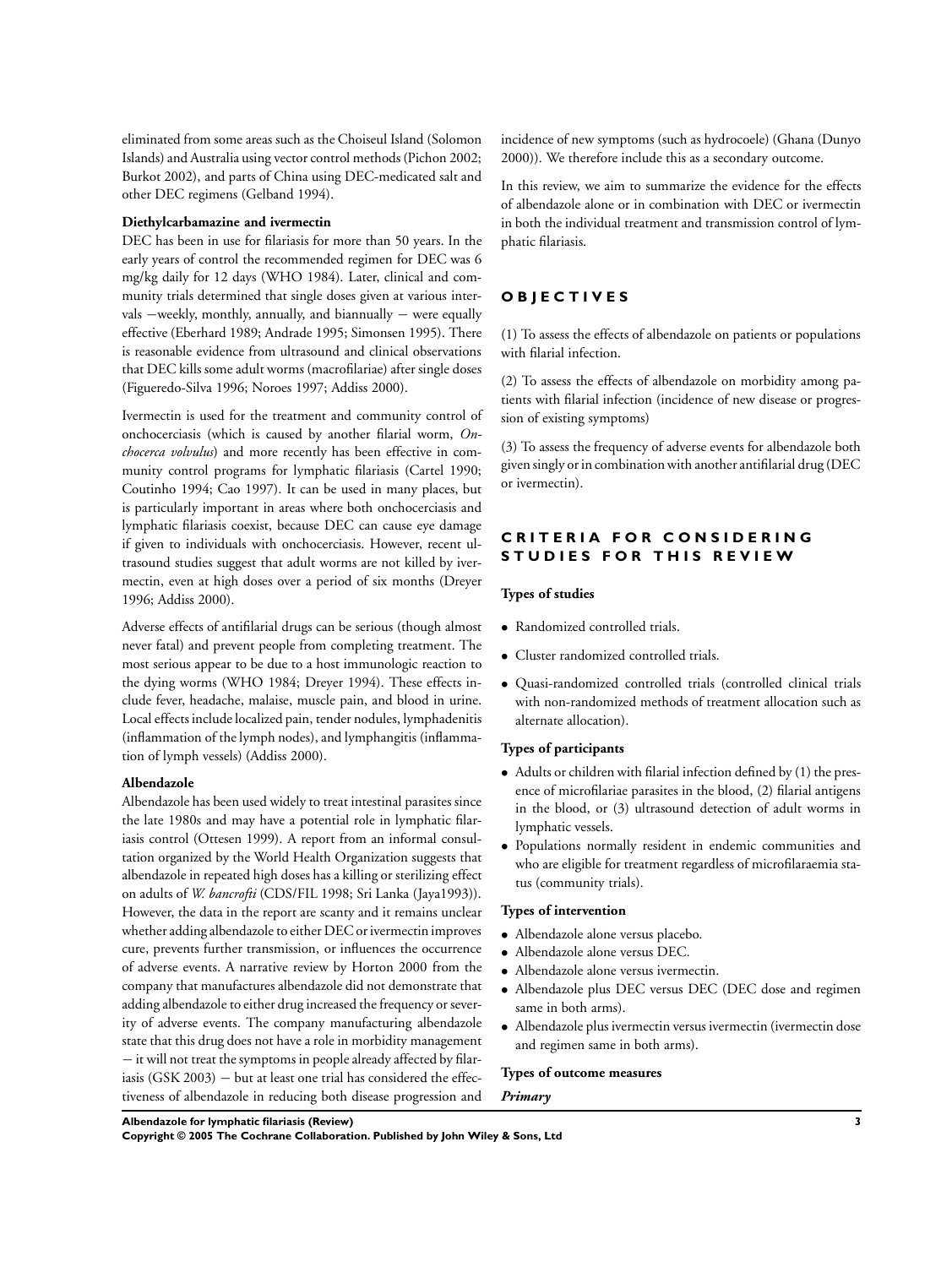eliminated from some areas such as the Choiseul Island (Solomon Islands) and Australia using vector control methods (Pichon 2002; Burkot 2002), and parts of China using DEC-medicated salt and other DEC regimens (Gelband 1994).

#### Diethylcarbamazine and ivermectin

DEC has been in use for filariasis for more than 50 years. In the early years of control the recommended regimen for DEC was 6 mg/kg daily for 12 days (WHO 1984). Later, clinical and community trials determined that single doses given at various intervals —weekly, monthly, annually, and biannually — were equally effective (Eberhard 1989; Andrade 1995; Simonsen 1995). There is reasonable evidence from ultrasound and clinical observations that DEC kills some adult worms (macrofilariae) after single doses (Figueredo-Silva 1996; Noroes 1997; Addiss 2000).

Ivermectin is used for the treatment and community control of onchocerciasis (which is caused by another filarial worm, *Onchocerca volvulus*) and more recently has been effective in community control programs for lymphatic filariasis (Cartel 1990; Coutinho 1994; Cao 1997). It can be used in many places, but is particularly important in areas where both onchocerciasis and lymphatic filariasis coexist, because DEC can cause eye damage if given to individuals with onchocerciasis. However, recent ultrasound studies suggest that adult worms are not killed by ivermectin, even at high doses over a period of six months (Dreyer 1996; Addiss 2000).

Adverse effects of antifilarial drugs can be serious (though almost never fatal) and prevent people from completing treatment. The most serious appear to be due to a host immunologic reaction to the dying worms (WHO 1984; Dreyer 1994). These effects include fever, headache, malaise, muscle pain, and blood in urine. Local effects include localized pain, tender nodules, lymphadenitis (inflammation of the lymph nodes), and lymphangitis (inflammation of lymph vessels) (Addiss 2000).

#### Albendazole

Albendazole has been used widely to treat intestinal parasites since the late 1980s and may have a potential role in lymphatic filariasis control (Ottesen 1999). A report from an informal consultation organized by the World Health Organization suggests that albendazole in repeated high doses has a killing or sterilizing effect on adults of *W. bancrofti* (CDS/FIL 1998; Sri Lanka (Jaya1993)). However, the data in the report are scanty and it remains unclear whether adding albendazole to either DEC or ivermectin improves cure, prevents further transmission, or influences the occurrence of adverse events. A narrative review by Horton 2000 from the company that manufactures albendazole did not demonstrate that adding albendazole to either drug increased the frequency or severity of adverse events. The company manufacturing albendazole state that this drug does not have a role in morbidity management — it will not treat the symptoms in people already affected by filariasis (GSK 2003) — but at least one trial has considered the effectiveness of albendazole in reducing both disease progression and incidence of new symptoms (such as hydrocoele) (Ghana (Dunyo 2000)). We therefore include this as a secondary outcome.

In this review, we aim to summarize the evidence for the effects of albendazole alone or in combination with DEC or ivermectin in both the individual treatment and transmission control of lymphatic filariasis.

## OBJECTIVES

(1) To assess the effects of albendazole on patients or populations with filarial infection.

(2) To assess the effects of albendazole on morbidity among patients with filarial infection (incidence of new disease or progression of existing symptoms)

(3) To assess the frequency of adverse events for albendazole both given singly or in combination with another antifilarial drug (DEC or ivermectin).

## CRITERIA FOR CONSIDERING STUDIES FOR THIS REVIEW

#### Types of studies

- Randomized controlled trials.
- Cluster randomized controlled trials.
- Quasi-randomized controlled trials (controlled clinical trials with non-randomized methods of treatment allocation such as alternate allocation).

#### Types of participants

- Adults or children with filarial infection defined by (1) the presence of microfilariae parasites in the blood, (2) filarial antigens in the blood, or (3) ultrasound detection of adult worms in lymphatic vessels.
- Populations normally resident in endemic communities and who are eligible for treatment regardless of microfilaraemia status (community trials).

#### Types of intervention

- Albendazole alone versus placebo.
- Albendazole alone versus DEC.
- Albendazole alone versus ivermectin.
- Albendazole plus DEC versus DEC (DEC dose and regimen same in both arms).
- Albendazole plus ivermectin versus ivermectin (ivermectin dose and regimen same in both arms).

#### Types of outcome measures

***Primary***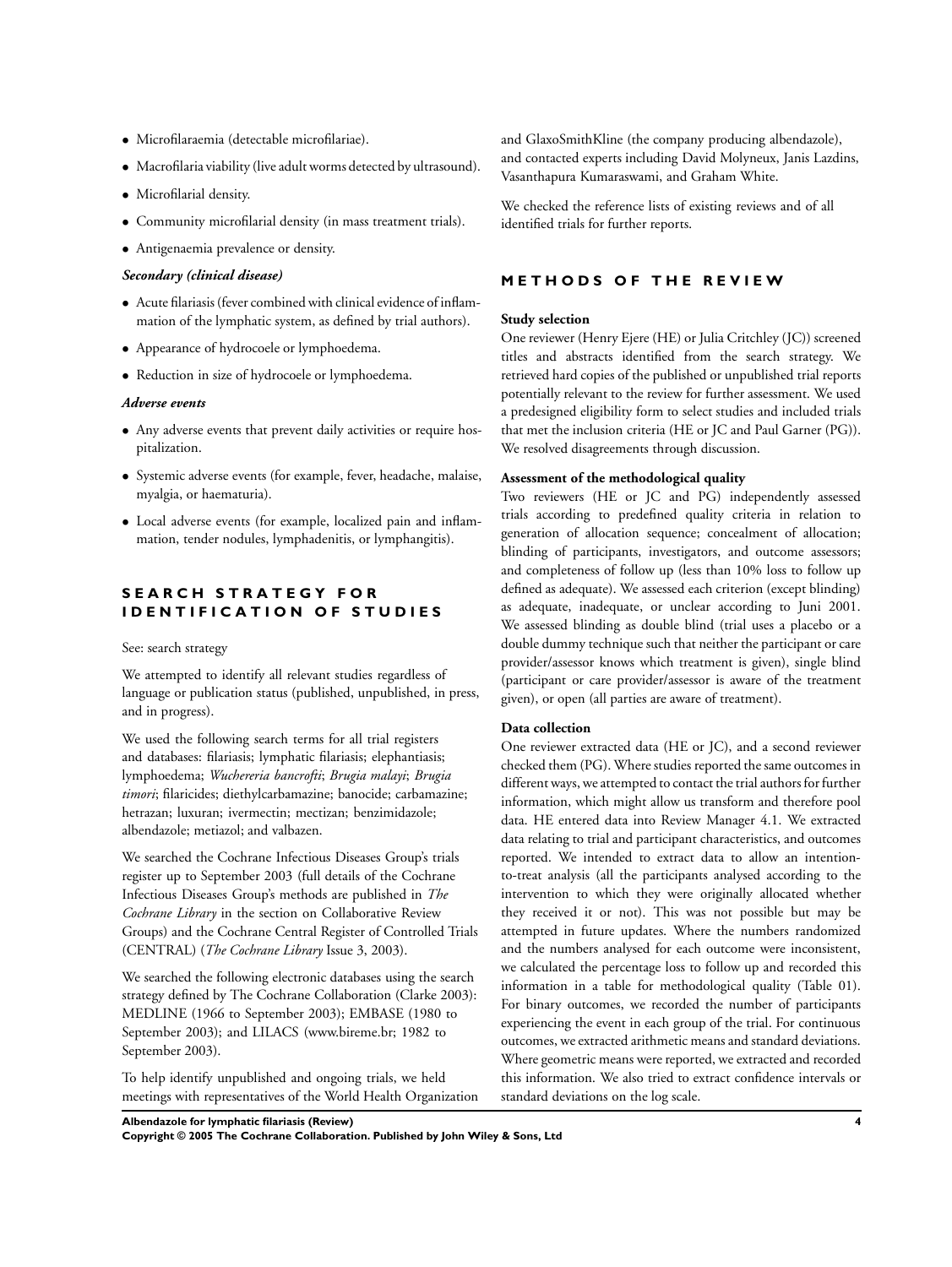- Microfilaraemia (detectable microfilariae).
- Macrofilaria viability (live adult worms detected by ultrasound).
- Microfilarial density.
- Community microfilarial density (in mass treatment trials).
- Antigenaemia prevalence or density.

***Secondary (clinical disease)***

- Acute filariasis (fever combined with clinical evidence of inflammation of the lymphatic system, as defined by trial authors).
- Appearance of hydrocoele or lymphoedema.
- Reduction in size of hydrocoele or lymphoedema.

***Adverse events***

- Any adverse events that prevent daily activities or require hospitalization.
- Systemic adverse events (for example, fever, headache, malaise, myalgia, or haematuria).
- Local adverse events (for example, localized pain and inflammation, tender nodules, lymphadenitis, or lymphangitis).

## SEARCH STRATEGY FOR IDENTIFICATION OF STUDIES

See: search strategy

We attempted to identify all relevant studies regardless of language or publication status (published, unpublished, in press, and in progress).

We used the following search terms for all trial registers and databases: filariasis; lymphatic filariasis; elephantiasis; lymphoedema; *Wuchereria bancrofti*; *Brugia malayi*; *Brugia timori*; filaricides; diethylcarbamazine; banocide; carbamazine; hetrazan; luxuran; ivermectin; mectizan; benzimidazole; albendazole; metiazol; and valbazen.

We searched the Cochrane Infectious Diseases Group's trials register up to September 2003 (full details of the Cochrane Infectious Diseases Group's methods are published in *The Cochrane Library* in the section on Collaborative Review Groups) and the Cochrane Central Register of Controlled Trials (CENTRAL) (*The Cochrane Library* Issue 3, 2003).

We searched the following electronic databases using the search strategy defined by The Cochrane Collaboration (Clarke 2003): MEDLINE (1966 to September 2003); EMBASE (1980 to September 2003); and LILACS (www.bireme.br; 1982 to September 2003).

To help identify unpublished and ongoing trials, we held meetings with representatives of the World Health Organization and GlaxoSmithKline (the company producing albendazole), and contacted experts including David Molyneux, Janis Lazdins, Vasanthapura Kumaraswami, and Graham White.

We checked the reference lists of existing reviews and of all identified trials for further reports.

## METHODS OF THE REVIEW

**Study selection**

One reviewer (Henry Ejere (HE) or Julia Critchley (JC)) screened titles and abstracts identified from the search strategy. We retrieved hard copies of the published or unpublished trial reports potentially relevant to the review for further assessment. We used a predesigned eligibility form to select studies and included trials that met the inclusion criteria (HE or JC and Paul Garner (PG)). We resolved disagreements through discussion.

**Assessment of the methodological quality**

Two reviewers (HE or JC and PG) independently assessed trials according to predefined quality criteria in relation to generation of allocation sequence; concealment of allocation; blinding of participants, investigators, and outcome assessors; and completeness of follow up (less than 10% loss to follow up defined as adequate). We assessed each criterion (except blinding) as adequate, inadequate, or unclear according to Juni 2001. We assessed blinding as double blind (trial uses a placebo or a double dummy technique such that neither the participant or care provider/assessor knows which treatment is given), single blind (participant or care provider/assessor is aware of the treatment given), or open (all parties are aware of treatment).

**Data collection**

One reviewer extracted data (HE or JC), and a second reviewer checked them (PG). Where studies reported the same outcomes in different ways, we attempted to contact the trial authors for further information, which might allow us transform and therefore pool data. HE entered data into Review Manager 4.1. We extracted data relating to trial and participant characteristics, and outcomes reported. We intended to extract data to allow an intention-to-treat analysis (all the participants analysed according to the intervention to which they were originally allocated whether they received it or not). This was not possible but may be attempted in future updates. Where the numbers randomized and the numbers analysed for each outcome were inconsistent, we calculated the percentage loss to follow up and recorded this information in a table for methodological quality (Table 01). For binary outcomes, we recorded the number of participants experiencing the event in each group of the trial. For continuous outcomes, we extracted arithmetic means and standard deviations. Where geometric means were reported, we extracted and recorded this information. We also tried to extract confidence intervals or standard deviations on the log scale.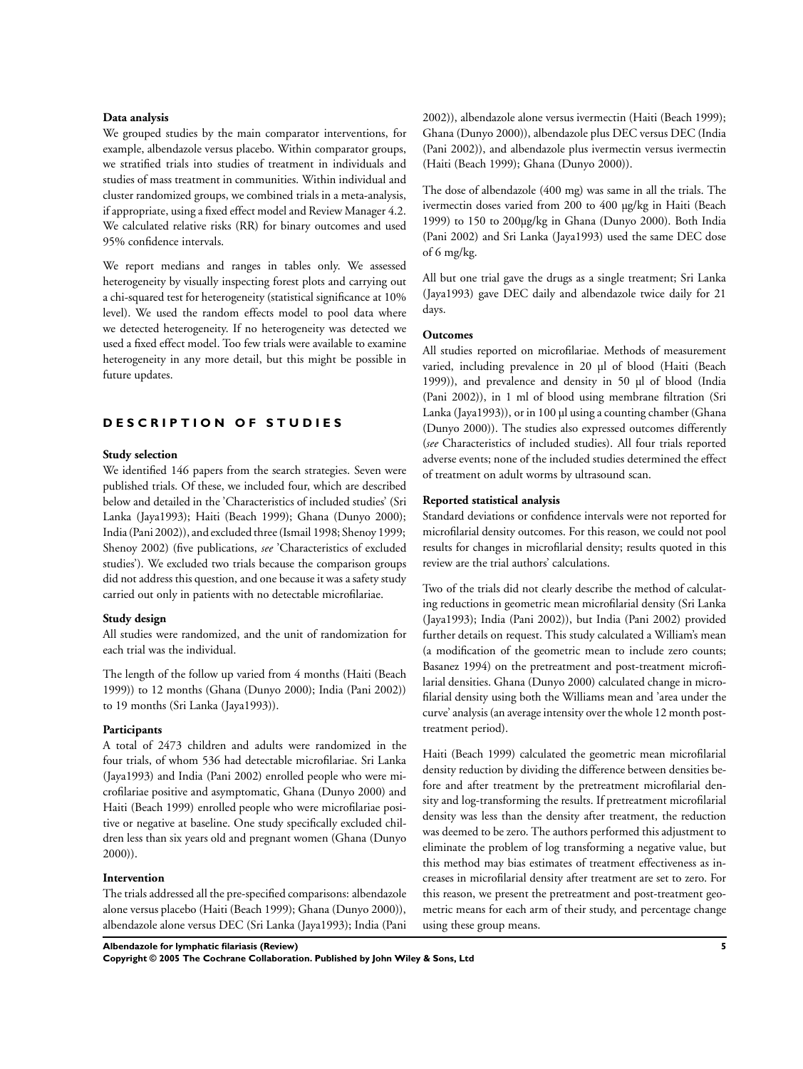**Data analysis**

We grouped studies by the main comparator interventions, for example, albendazole versus placebo. Within comparator groups, we stratified trials into studies of treatment in individuals and studies of mass treatment in communities. Within individual and cluster randomized groups, we combined trials in a meta-analysis, if appropriate, using a fixed effect model and Review Manager 4.2. We calculated relative risks (RR) for binary outcomes and used 95% confidence intervals.

We report medians and ranges in tables only. We assessed heterogeneity by visually inspecting forest plots and carrying out a chi-squared test for heterogeneity (statistical significance at 10% level). We used the random effects model to pool data where we detected heterogeneity. If no heterogeneity was detected we used a fixed effect model. Too few trials were available to examine heterogeneity in any more detail, but this might be possible in future updates.

# DESCRIPTION OF STUDIES

**Study selection**

We identified 146 papers from the search strategies. Seven were published trials. Of these, we included four, which are described below and detailed in the 'Characteristics of included studies' (Sri Lanka (Jaya1993); Haiti (Beach 1999); Ghana (Dunyo 2000); India (Pani 2002)), and excluded three (Ismail 1998; Shenoy 1999; Shenoy 2002) (five publications, *see* 'Characteristics of excluded studies'). We excluded two trials because the comparison groups did not address this question, and one because it was a safety study carried out only in patients with no detectable microfilariae.

**Study design**

All studies were randomized, and the unit of randomization for each trial was the individual.

The length of the follow up varied from 4 months (Haiti (Beach 1999)) to 12 months (Ghana (Dunyo 2000); India (Pani 2002)) to 19 months (Sri Lanka (Jaya1993)).

**Participants**

A total of 2473 children and adults were randomized in the four trials, of whom 536 had detectable microfilariae. Sri Lanka (Jaya1993) and India (Pani 2002) enrolled people who were microfilariae positive and asymptomatic, Ghana (Dunyo 2000) and Haiti (Beach 1999) enrolled people who were microfilariae positive or negative at baseline. One study specifically excluded children less than six years old and pregnant women (Ghana (Dunyo 2000)).

**Intervention**

The trials addressed all the pre-specified comparisons: albendazole alone versus placebo (Haiti (Beach 1999); Ghana (Dunyo 2000)), albendazole alone versus DEC (Sri Lanka (Jaya1993); India (Pani 2002)), albendazole alone versus ivermectin (Haiti (Beach 1999); Ghana (Dunyo 2000)), albendazole plus DEC versus DEC (India (Pani 2002)), and albendazole plus ivermectin versus ivermectin (Haiti (Beach 1999); Ghana (Dunyo 2000)).

The dose of albendazole (400 mg) was same in all the trials. The ivermectin doses varied from 200 to 400 µg/kg in Haiti (Beach 1999) to 150 to 200µg/kg in Ghana (Dunyo 2000). Both India (Pani 2002) and Sri Lanka (Jaya1993) used the same DEC dose of 6 mg/kg.

All but one trial gave the drugs as a single treatment; Sri Lanka (Jaya1993) gave DEC daily and albendazole twice daily for 21 days.

**Outcomes**

All studies reported on microfilariae. Methods of measurement varied, including prevalence in 20 µl of blood (Haiti (Beach 1999)), and prevalence and density in 50 µl of blood (India (Pani 2002)), in 1 ml of blood using membrane filtration (Sri Lanka (Jaya1993)), or in 100 µl using a counting chamber (Ghana (Dunyo 2000)). The studies also expressed outcomes differently (*see* Characteristics of included studies). All four trials reported adverse events; none of the included studies determined the effect of treatment on adult worms by ultrasound scan.

**Reported statistical analysis**

Standard deviations or confidence intervals were not reported for microfilarial density outcomes. For this reason, we could not pool results for changes in microfilarial density; results quoted in this review are the trial authors' calculations.

Two of the trials did not clearly describe the method of calculating reductions in geometric mean microfilarial density (Sri Lanka (Jaya1993); India (Pani 2002)), but India (Pani 2002) provided further details on request. This study calculated a William's mean (a modification of the geometric mean to include zero counts; Basanez 1994) on the pretreatment and post-treatment microfilarial densities. Ghana (Dunyo 2000) calculated change in microfilarial density using both the Williams mean and 'area under the curve' analysis (an average intensity over the whole 12 month post-treatment period).

Haiti (Beach 1999) calculated the geometric mean microfilarial density reduction by dividing the difference between densities before and after treatment by the pretreatment microfilarial density and log-transforming the results. If pretreatment microfilarial density was less than the density after treatment, the reduction was deemed to be zero. The authors performed this adjustment to eliminate the problem of log transforming a negative value, but this method may bias estimates of treatment effectiveness as increases in microfilarial density after treatment are set to zero. For this reason, we present the pretreatment and post-treatment geometric means for each arm of their study, and percentage change using these group means.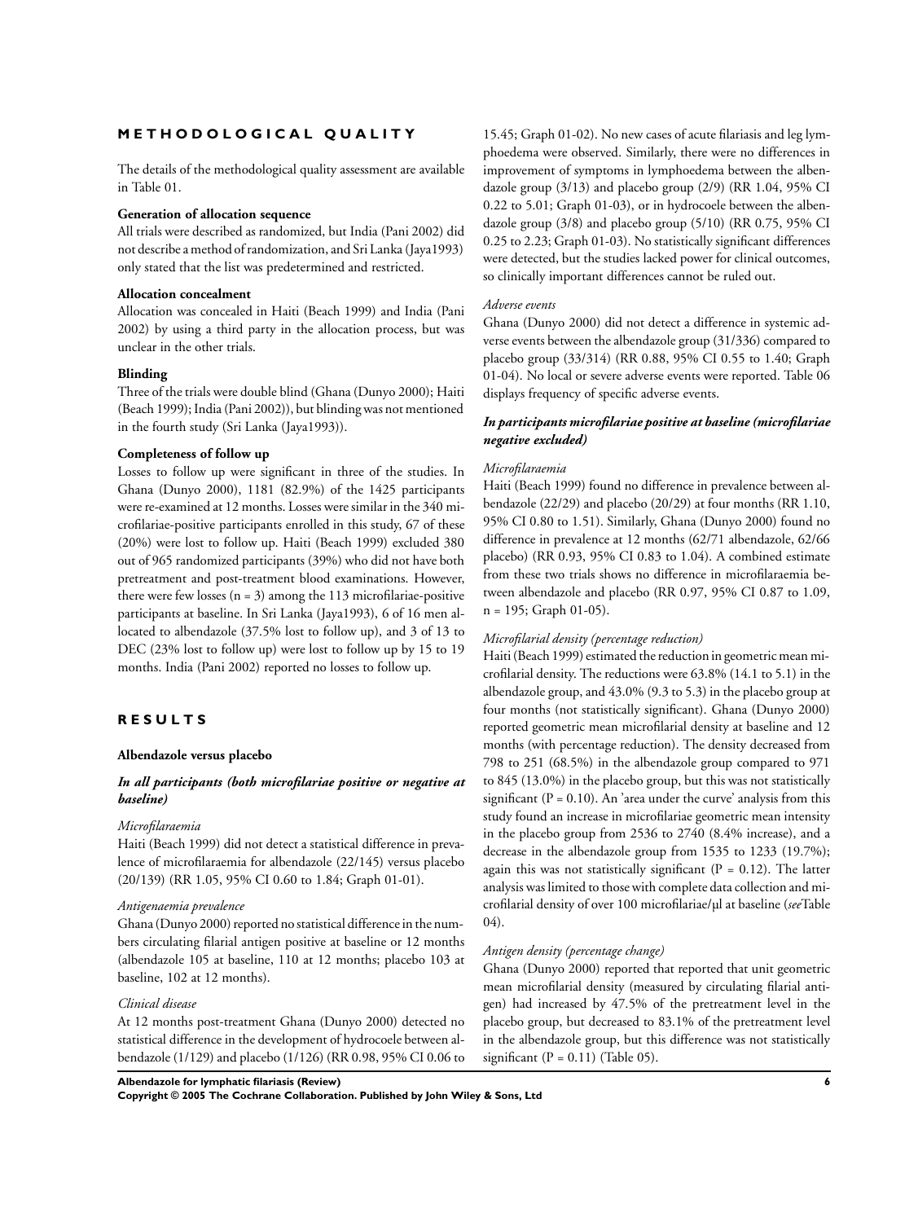## METHODOLOGICAL QUALITY

The details of the methodological quality assessment are available in Table 01.

**Generation of allocation sequence**

All trials were described as randomized, but India (Pani 2002) did not describe a method of randomization, and Sri Lanka (Jaya1993) only stated that the list was predetermined and restricted.

**Allocation concealment**

Allocation was concealed in Haiti (Beach 1999) and India (Pani 2002) by using a third party in the allocation process, but was unclear in the other trials.

**Blinding**

Three of the trials were double blind (Ghana (Dunyo 2000); Haiti (Beach 1999); India (Pani 2002)), but blinding was not mentioned in the fourth study (Sri Lanka (Jaya1993)).

**Completeness of follow up**

Losses to follow up were significant in three of the studies. In Ghana (Dunyo 2000), 1181 (82.9%) of the 1425 participants were re-examined at 12 months. Losses were similar in the 340 microfilariae-positive participants enrolled in this study, 67 of these (20%) were lost to follow up. Haiti (Beach 1999) excluded 380 out of 965 randomized participants (39%) who did not have both pretreatment and post-treatment blood examinations. However, there were few losses (n = 3) among the 113 microfilariae-positive participants at baseline. In Sri Lanka (Jaya1993), 6 of 16 men allocated to albendazole (37.5% lost to follow up), and 3 of 13 to DEC (23% lost to follow up) were lost to follow up by 15 to 19 months. India (Pani 2002) reported no losses to follow up.

## RESULTS

**Albendazole versus placebo**

***In all participants (both microfilariae positive or negative at baseline)***

*Microfilaraemia*

Haiti (Beach 1999) did not detect a statistical difference in prevalence of microfilaraemia for albendazole (22/145) versus placebo (20/139) (RR 1.05, 95% CI 0.60 to 1.84; Graph 01-01).

*Antigenaemia prevalence*

Ghana (Dunyo 2000) reported no statistical difference in the numbers circulating filarial antigen positive at baseline or 12 months (albendazole 105 at baseline, 110 at 12 months; placebo 103 at baseline, 102 at 12 months).

*Clinical disease*

At 12 months post-treatment Ghana (Dunyo 2000) detected no statistical difference in the development of hydrocoele between albendazole (1/129) and placebo (1/126) (RR 0.98, 95% CI 0.06 to 15.45; Graph 01-02). No new cases of acute filariasis and leg lymphoedema were observed. Similarly, there were no differences in improvement of symptoms in lymphoedema between the albendazole group (3/13) and placebo group (2/9) (RR 1.04, 95% CI 0.22 to 5.01; Graph 01-03), or in hydrocoele between the albendazole group (3/8) and placebo group (5/10) (RR 0.75, 95% CI 0.25 to 2.23; Graph 01-03). No statistically significant differences were detected, but the studies lacked power for clinical outcomes, so clinically important differences cannot be ruled out.

*Adverse events*

Ghana (Dunyo 2000) did not detect a difference in systemic adverse events between the albendazole group (31/336) compared to placebo group (33/314) (RR 0.88, 95% CI 0.55 to 1.40; Graph 01-04). No local or severe adverse events were reported. Table 06 displays frequency of specific adverse events.

***In participants microfilariae positive at baseline (microfilariae negative excluded)***

*Microfilaraemia*

Haiti (Beach 1999) found no difference in prevalence between albendazole (22/29) and placebo (20/29) at four months (RR 1.10, 95% CI 0.80 to 1.51). Similarly, Ghana (Dunyo 2000) found no difference in prevalence at 12 months (62/71 albendazole, 62/66 placebo) (RR 0.93, 95% CI 0.83 to 1.04). A combined estimate from these two trials shows no difference in microfilaraemia between albendazole and placebo (RR 0.97, 95% CI 0.87 to 1.09, n = 195; Graph 01-05).

*Microfilarial density (percentage reduction)*

Haiti (Beach 1999) estimated the reduction in geometric mean microfilarial density. The reductions were 63.8% (14.1 to 5.1) in the albendazole group, and 43.0% (9.3 to 5.3) in the placebo group at four months (not statistically significant). Ghana (Dunyo 2000) reported geometric mean microfilarial density at baseline and 12 months (with percentage reduction). The density decreased from 798 to 251 (68.5%) in the albendazole group compared to 971 to 845 (13.0%) in the placebo group, but this was not statistically significant (P = 0.10). An 'area under the curve' analysis from this study found an increase in microfilariae geometric mean intensity in the placebo group from 2536 to 2740 (8.4% increase), and a decrease in the albendazole group from 1535 to 1233 (19.7%); again this was not statistically significant (P = 0.12). The latter analysis was limited to those with complete data collection and microfilarial density of over 100 microfilariae/µl at baseline (*see* Table 04).

*Antigen density (percentage change)*

Ghana (Dunyo 2000) reported that reported that unit geometric mean microfilarial density (measured by circulating filarial antigen) had increased by 47.5% of the pretreatment level in the placebo group, but decreased to 83.1% of the pretreatment level in the albendazole group, but this difference was not statistically significant (P = 0.11) (Table 05).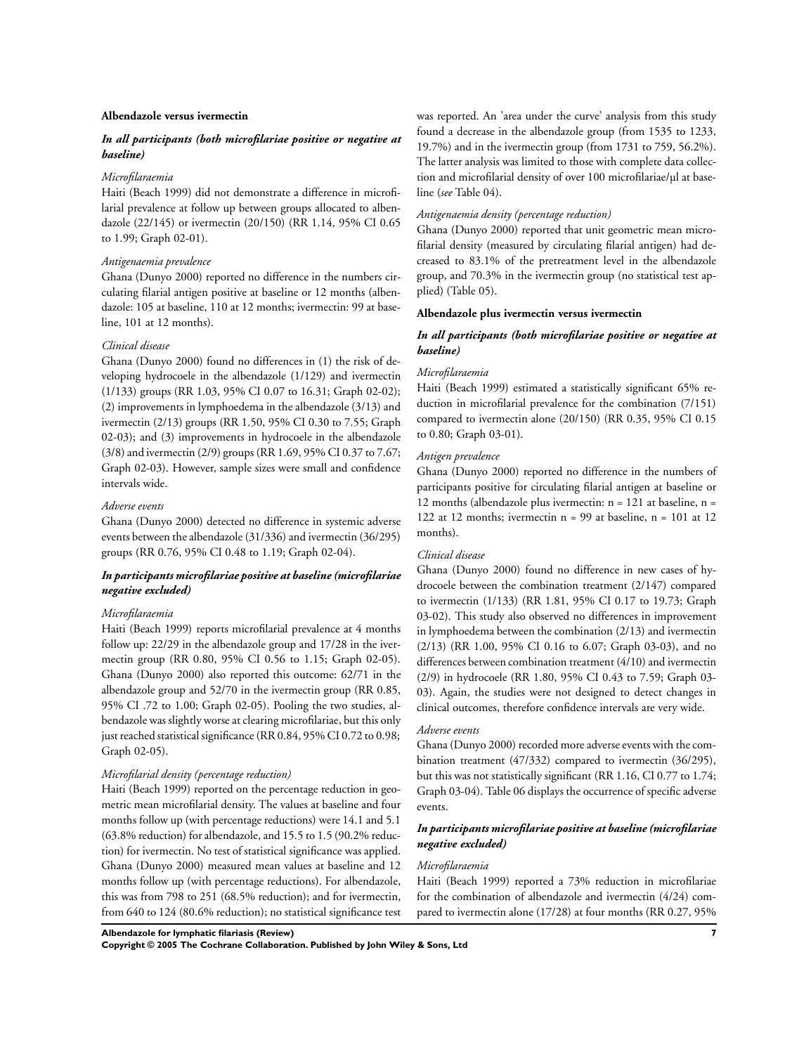**Albendazole versus ivermectin**

***In all participants (both microfilariae positive or negative at baseline)***

*Microfilaraemia*

Haiti (Beach 1999) did not demonstrate a difference in microfilarial prevalence at follow up between groups allocated to albendazole (22/145) or ivermectin (20/150) (RR 1.14, 95% CI 0.65 to 1.99; Graph 02-01).

*Antigenaemia prevalence*

Ghana (Dunyo 2000) reported no difference in the numbers circulating filarial antigen positive at baseline or 12 months (albendazole: 105 at baseline, 110 at 12 months; ivermectin: 99 at baseline, 101 at 12 months).

*Clinical disease*

Ghana (Dunyo 2000) found no differences in (1) the risk of developing hydrocoele in the albendazole (1/129) and ivermectin (1/133) groups (RR 1.03, 95% CI 0.07 to 16.31; Graph 02-02); (2) improvements in lymphoedema in the albendazole (3/13) and ivermectin (2/13) groups (RR 1.50, 95% CI 0.30 to 7.55; Graph 02-03); and (3) improvements in hydrocoele in the albendazole (3/8) and ivermectin (2/9) groups (RR 1.69, 95% CI 0.37 to 7.67; Graph 02-03). However, sample sizes were small and confidence intervals wide.

*Adverse events*

Ghana (Dunyo 2000) detected no difference in systemic adverse events between the albendazole (31/336) and ivermectin (36/295) groups (RR 0.76, 95% CI 0.48 to 1.19; Graph 02-04).

***In participants microfilariae positive at baseline (microfilariae negative excluded)***

*Microfilaraemia*

Haiti (Beach 1999) reports microfilarial prevalence at 4 months follow up: 22/29 in the albendazole group and 17/28 in the ivermectin group (RR 0.80, 95% CI 0.56 to 1.15; Graph 02-05). Ghana (Dunyo 2000) also reported this outcome: 62/71 in the albendazole group and 52/70 in the ivermectin group (RR 0.85, 95% CI .72 to 1.00; Graph 02-05). Pooling the two studies, albendazole was slightly worse at clearing microfilariae, but this only just reached statistical significance (RR 0.84, 95% CI 0.72 to 0.98; Graph 02-05).

*Microfilarial density (percentage reduction)*

Haiti (Beach 1999) reported on the percentage reduction in geometric mean microfilarial density. The values at baseline and four months follow up (with percentage reductions) were 14.1 and 5.1 (63.8% reduction) for albendazole, and 15.5 to 1.5 (90.2% reduction) for ivermectin. No test of statistical significance was applied. Ghana (Dunyo 2000) measured mean values at baseline and 12 months follow up (with percentage reductions). For albendazole, this was from 798 to 251 (68.5% reduction); and for ivermectin, from 640 to 124 (80.6% reduction); no statistical significance test was reported. An 'area under the curve' analysis from this study found a decrease in the albendazole group (from 1535 to 1233, 19.7%) and in the ivermectin group (from 1731 to 759, 56.2%). The latter analysis was limited to those with complete data collection and microfilarial density of over 100 microfilariae/µl at baseline (*see* Table 04).

*Antigenaemia density (percentage reduction)*

Ghana (Dunyo 2000) reported that unit geometric mean microfilarial density (measured by circulating filarial antigen) had decreased to 83.1% of the pretreatment level in the albendazole group, and 70.3% in the ivermectin group (no statistical test applied) (Table 05).

**Albendazole plus ivermectin versus ivermectin**

***In all participants (both microfilariae positive or negative at baseline)***

*Microfilaraemia*

Haiti (Beach 1999) estimated a statistically significant 65% reduction in microfilarial prevalence for the combination (7/151) compared to ivermectin alone (20/150) (RR 0.35, 95% CI 0.15 to 0.80; Graph 03-01).

*Antigen prevalence*

Ghana (Dunyo 2000) reported no difference in the numbers of participants positive for circulating filarial antigen at baseline or 12 months (albendazole plus ivermectin: n = 121 at baseline, n = 122 at 12 months; ivermectin n = 99 at baseline, n = 101 at 12 months).

*Clinical disease*

Ghana (Dunyo 2000) found no difference in new cases of hydrocoele between the combination treatment (2/147) compared to ivermectin (1/133) (RR 1.81, 95% CI 0.17 to 19.73; Graph 03-02). This study also observed no differences in improvement in lymphoedema between the combination (2/13) and ivermectin (2/13) (RR 1.00, 95% CI 0.16 to 6.07; Graph 03-03), and no differences between combination treatment (4/10) and ivermectin (2/9) in hydrocoele (RR 1.80, 95% CI 0.43 to 7.59; Graph 03-03). Again, the studies were not designed to detect changes in clinical outcomes, therefore confidence intervals are very wide.

*Adverse events*

Ghana (Dunyo 2000) recorded more adverse events with the combination treatment (47/332) compared to ivermectin (36/295), but this was not statistically significant (RR 1.16, CI 0.77 to 1.74; Graph 03-04). Table 06 displays the occurrence of specific adverse events.

***In participants microfilariae positive at baseline (microfilariae negative excluded)***

*Microfilaraemia*

Haiti (Beach 1999) reported a 73% reduction in microfilariae for the combination of albendazole and ivermectin (4/24) compared to ivermectin alone (17/28) at four months (RR 0.27, 95%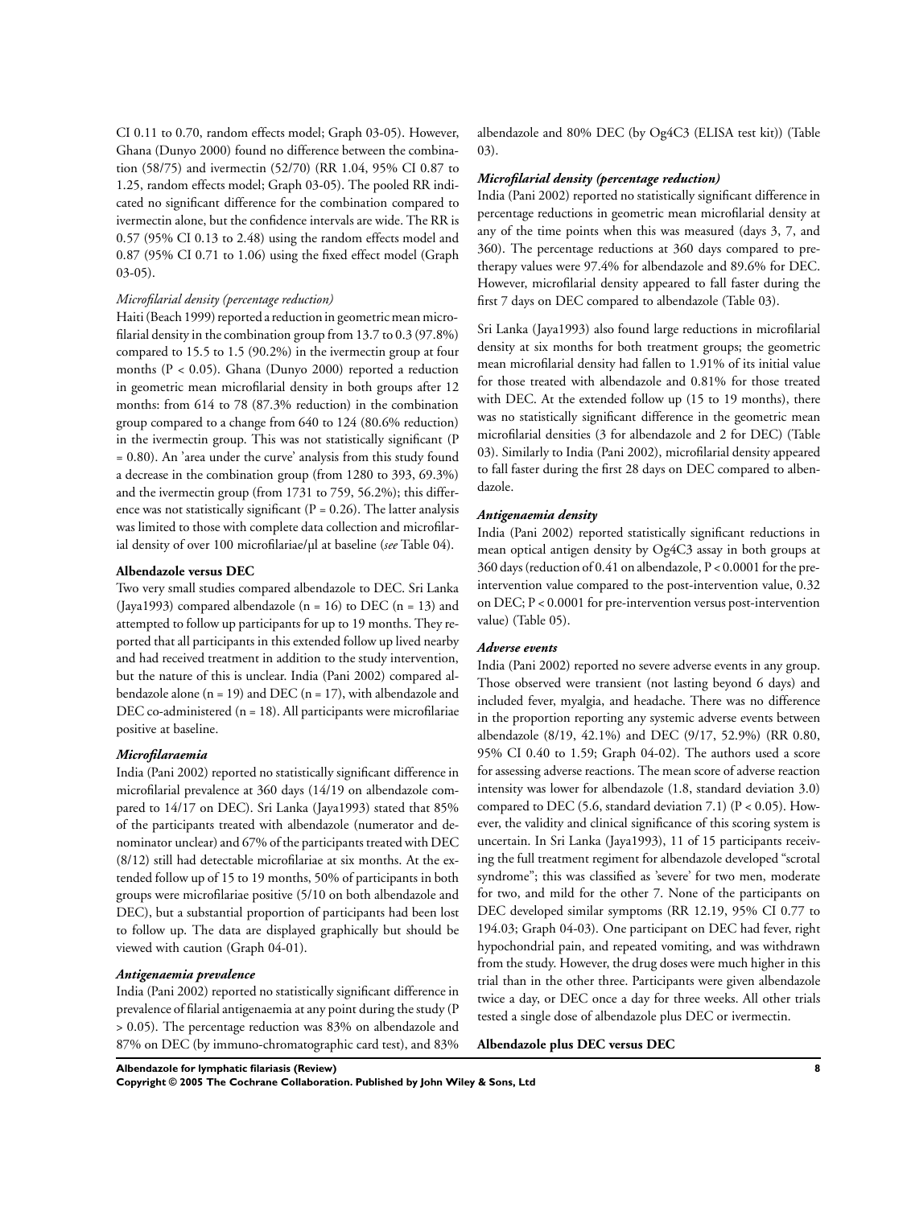CI 0.11 to 0.70, random effects model; Graph 03-05). However, Ghana (Dunyo 2000) found no difference between the combination (58/75) and ivermectin (52/70) (RR 1.04, 95% CI 0.87 to 1.25, random effects model; Graph 03-05). The pooled RR indicated no significant difference for the combination compared to ivermectin alone, but the confidence intervals are wide. The RR is 0.57 (95% CI 0.13 to 2.48) using the random effects model and 0.87 (95% CI 0.71 to 1.06) using the fixed effect model (Graph 03-05).

*Microfilarial density (percentage reduction)*

Haiti (Beach 1999) reported a reduction in geometric mean microfilarial density in the combination group from 13.7 to 0.3 (97.8%) compared to 15.5 to 1.5 (90.2%) in the ivermectin group at four months ($P < 0.05$). Ghana (Dunyo 2000) reported a reduction in geometric mean microfilarial density in both groups after 12 months: from 614 to 78 (87.3% reduction) in the combination group compared to a change from 640 to 124 (80.6% reduction) in the ivermectin group. This was not statistically significant ($P = 0.80$). An 'area under the curve' analysis from this study found a decrease in the combination group (from 1280 to 393, 69.3%) and the ivermectin group (from 1731 to 759, 56.2%); this difference was not statistically significant ($P = 0.26$). The latter analysis was limited to those with complete data collection and microfilarial density of over 100 microfilariae/µl at baseline (*see* Table 04).

**Albendazole versus DEC**

Two very small studies compared albendazole to DEC. Sri Lanka (Jaya1993) compared albendazole (n = 16) to DEC (n = 13) and attempted to follow up participants for up to 19 months. They reported that all participants in this extended follow up lived nearby and had received treatment in addition to the study intervention, but the nature of this is unclear. India (Pani 2002) compared albendazole alone (n = 19) and DEC (n = 17), with albendazole and DEC co-administered (n = 18). All participants were microfilariae positive at baseline.

***Microfilaraemia***

India (Pani 2002) reported no statistically significant difference in microfilarial prevalence at 360 days (14/19 on albendazole compared to 14/17 on DEC). Sri Lanka (Jaya1993) stated that 85% of the participants treated with albendazole (numerator and denominator unclear) and 67% of the participants treated with DEC (8/12) still had detectable microfilariae at six months. At the extended follow up of 15 to 19 months, 50% of participants in both groups were microfilariae positive (5/10 on both albendazole and DEC), but a substantial proportion of participants had been lost to follow up. The data are displayed graphically but should be viewed with caution (Graph 04-01).

***Antigenaemia prevalence***

India (Pani 2002) reported no statistically significant difference in prevalence of filarial antigenaemia at any point during the study ($P > 0.05$). The percentage reduction was 83% on albendazole and 87% on DEC (by immuno-chromatographic card test), and 83% albendazole and 80% DEC (by Og4C3 (ELISA test kit)) (Table 03).

***Microfilarial density (percentage reduction)***

India (Pani 2002) reported no statistically significant difference in percentage reductions in geometric mean microfilarial density at any of the time points when this was measured (days 3, 7, and 360). The percentage reductions at 360 days compared to pretherapy values were 97.4% for albendazole and 89.6% for DEC. However, microfilarial density appeared to fall faster during the first 7 days on DEC compared to albendazole (Table 03).

Sri Lanka (Jaya1993) also found large reductions in microfilarial density at six months for both treatment groups; the geometric mean microfilarial density had fallen to 1.91% of its initial value for those treated with albendazole and 0.81% for those treated with DEC. At the extended follow up (15 to 19 months), there was no statistically significant difference in the geometric mean microfilarial densities (3 for albendazole and 2 for DEC) (Table 03). Similarly to India (Pani 2002), microfilarial density appeared to fall faster during the first 28 days on DEC compared to albendazole.

***Antigenaemia density***

India (Pani 2002) reported statistically significant reductions in mean optical antigen density by Og4C3 assay in both groups at 360 days (reduction of 0.41 on albendazole, $P < 0.0001$ for the pre-intervention value compared to the post-intervention value, 0.32 on DEC; $P < 0.0001$ for pre-intervention versus post-intervention value) (Table 05).

***Adverse events***

India (Pani 2002) reported no severe adverse events in any group. Those observed were transient (not lasting beyond 6 days) and included fever, myalgia, and headache. There was no difference in the proportion reporting any systemic adverse events between albendazole (8/19, 42.1%) and DEC (9/17, 52.9%) (RR 0.80, 95% CI 0.40 to 1.59; Graph 04-02). The authors used a score for assessing adverse reactions. The mean score of adverse reaction intensity was lower for albendazole (1.8, standard deviation 3.0) compared to DEC (5.6, standard deviation 7.1) ($P < 0.05$). However, the validity and clinical significance of this scoring system is uncertain. In Sri Lanka (Jaya1993), 11 of 15 participants receiving the full treatment regimen for albendazole developed "scrotal syndrome"; this was classified as 'severe' for two men, moderate for two, and mild for the other 7. None of the participants on DEC developed similar symptoms (RR 12.19, 95% CI 0.77 to 194.03; Graph 04-03). One participant on DEC had fever, right hypochondrial pain, and repeated vomiting, and was withdrawn from the study. However, the drug doses were much higher in this trial than in the other three. Participants were given albendazole twice a day, or DEC once a day for three weeks. All other trials tested a single dose of albendazole plus DEC or ivermectin.

**Albendazole plus DEC versus DEC**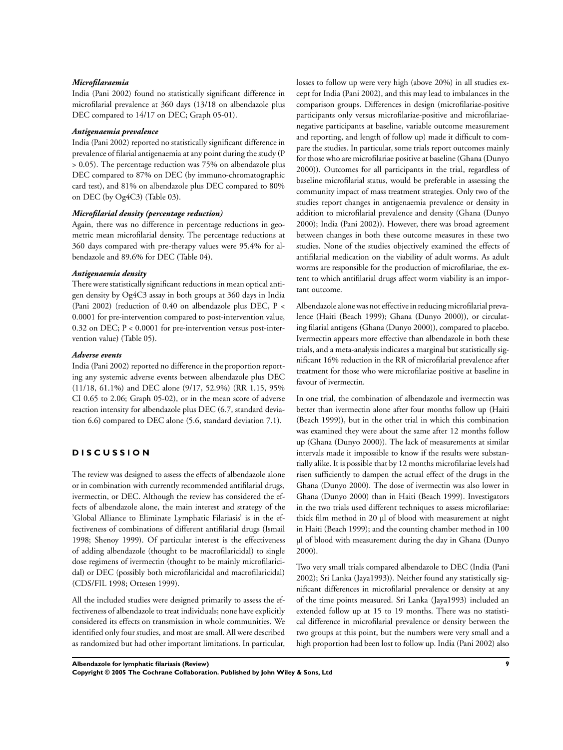### *Microfilaraemia*

India (Pani 2002) found no statistically significant difference in microfilarial prevalence at 360 days (13/18 on albendazole plus DEC compared to 14/17 on DEC; Graph 05-01).

### *Antigenaemia prevalence*

India (Pani 2002) reported no statistically significant difference in prevalence of filarial antigenaemia at any point during the study (P > 0.05). The percentage reduction was 75% on albendazole plus DEC compared to 87% on DEC (by immuno-chromatographic card test), and 81% on albendazole plus DEC compared to 80% on DEC (by Og4C3) (Table 03).

### *Microfilarial density (percentage reduction)*

Again, there was no difference in percentage reductions in geometric mean microfilarial density. The percentage reductions at 360 days compared with pre-therapy values were 95.4% for albendazole and 89.6% for DEC (Table 04).

### *Antigenaemia density*

There were statistically significant reductions in mean optical antigen density by Og4C3 assay in both groups at 360 days in India (Pani 2002) (reduction of 0.40 on albendazole plus DEC, P < 0.0001 for pre-intervention compared to post-intervention value, 0.32 on DEC; P < 0.0001 for pre-intervention versus post-intervention value) (Table 05).

### *Adverse events*

India (Pani 2002) reported no difference in the proportion reporting any systemic adverse events between albendazole plus DEC (11/18, 61.1%) and DEC alone (9/17, 52.9%) (RR 1.15, 95% CI 0.65 to 2.06; Graph 05-02), or in the mean score of adverse reaction intensity for albendazole plus DEC (6.7, standard deviation 6.6) compared to DEC alone (5.6, standard deviation 7.1).

## DISCUSSION

The review was designed to assess the effects of albendazole alone or in combination with currently recommended antifilarial drugs, ivermectin, or DEC. Although the review has considered the effects of albendazole alone, the main interest and strategy of the 'Global Alliance to Eliminate Lymphatic Filariasis' is in the effectiveness of combinations of different antifilarial drugs (Ismail 1998; Shenoy 1999). Of particular interest is the effectiveness of adding albendazole (thought to be macrofilaricidal) to single dose regimens of ivermectin (thought to be mainly microfilaricidal) or DEC (possibly both microfilaricidal and macrofilaricidal) (CDS/FIL 1998; Ottesen 1999).

All the included studies were designed primarily to assess the effectiveness of albendazole to treat individuals; none have explicitly considered its effects on transmission in whole communities. We identified only four studies, and most are small. All were described as randomized but had other important limitations. In particular, losses to follow up were very high (above 20%) in all studies except for India (Pani 2002), and this may lead to imbalances in the comparison groups. Differences in design (microfilariae-positive participants only versus microfilariae-positive and microfilariae-negative participants at baseline, variable outcome measurement and reporting, and length of follow up) made it difficult to compare the studies. In particular, some trials report outcomes mainly for those who are microfilariae positive at baseline (Ghana (Dunyo 2000)). Outcomes for all participants in the trial, regardless of baseline microfilarial status, would be preferable in assessing the community impact of mass treatment strategies. Only two of the studies report changes in antigenaemia prevalence or density in addition to microfilarial prevalence and density (Ghana (Dunyo 2000); India (Pani 2002)). However, there was broad agreement between changes in both these outcome measures in these two studies. None of the studies objectively examined the effects of antifilarial medication on the viability of adult worms. As adult worms are responsible for the production of microfilariae, the extent to which antifilarial drugs affect worm viability is an important outcome.

Albendazole alone was not effective in reducing microfilarial prevalence (Haiti (Beach 1999); Ghana (Dunyo 2000)), or circulating filarial antigens (Ghana (Dunyo 2000)), compared to placebo. Ivermectin appears more effective than albendazole in both these trials, and a meta-analysis indicates a marginal but statistically significant 16% reduction in the RR of microfilarial prevalence after treatment for those who were microfilariae positive at baseline in favour of ivermectin.

In one trial, the combination of albendazole and ivermectin was better than ivermectin alone after four months follow up (Haiti (Beach 1999)), but in the other trial in which this combination was examined they were about the same after 12 months follow up (Ghana (Dunyo 2000)). The lack of measurements at similar intervals made it impossible to know if the results were substantially alike. It is possible that by 12 months microfilariae levels had risen sufficiently to dampen the actual effect of the drugs in the Ghana (Dunyo 2000). The dose of ivermectin was also lower in Ghana (Dunyo 2000) than in Haiti (Beach 1999). Investigators in the two trials used different techniques to assess microfilariae: thick film method in 20 µl of blood with measurement at night in Haiti (Beach 1999); and the counting chamber method in 100 µl of blood with measurement during the day in Ghana (Dunyo 2000).

Two very small trials compared albendazole to DEC (India (Pani 2002); Sri Lanka (Jaya1993)). Neither found any statistically significant differences in microfilarial prevalence or density at any of the time points measured. Sri Lanka (Jaya1993) included an extended follow up at 15 to 19 months. There was no statistical difference in microfilarial prevalence or density between the two groups at this point, but the numbers were very small and a high proportion had been lost to follow up. India (Pani 2002) also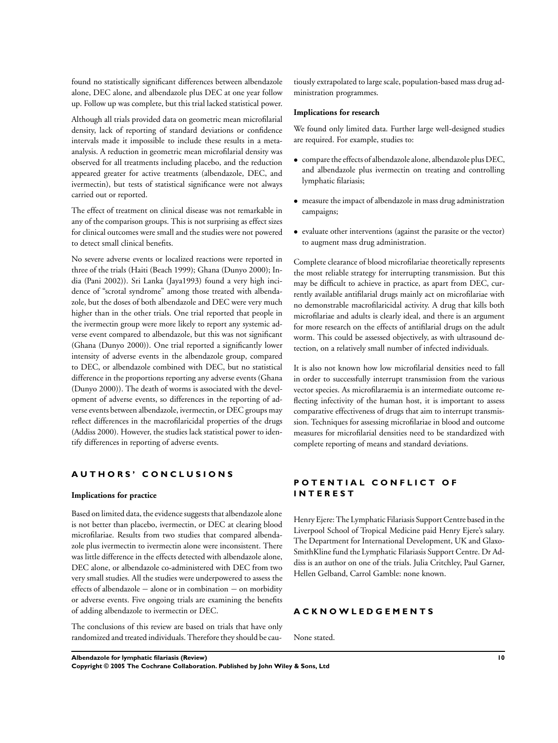found no statistically significant differences between albendazole alone, DEC alone, and albendazole plus DEC at one year follow up. Follow up was complete, but this trial lacked statistical power.

Although all trials provided data on geometric mean microfilarial density, lack of reporting of standard deviations or confidence intervals made it impossible to include these results in a meta-analysis. A reduction in geometric mean microfilarial density was observed for all treatments including placebo, and the reduction appeared greater for active treatments (albendazole, DEC, and ivermectin), but tests of statistical significance were not always carried out or reported.

The effect of treatment on clinical disease was not remarkable in any of the comparison groups. This is not surprising as effect sizes for clinical outcomes were small and the studies were not powered to detect small clinical benefits.

No severe adverse events or localized reactions were reported in three of the trials (Haiti (Beach 1999); Ghana (Dunyo 2000); India (Pani 2002)). Sri Lanka (Jaya1993) found a very high incidence of "scrotal syndrome" among those treated with albendazole, but the doses of both albendazole and DEC were very much higher than in the other trials. One trial reported that people in the ivermectin group were more likely to report any systemic adverse event compared to albendazole, but this was not significant (Ghana (Dunyo 2000)). One trial reported a significantly lower intensity of adverse events in the albendazole group, compared to DEC, or albendazole combined with DEC, but no statistical difference in the proportions reporting any adverse events (Ghana (Dunyo 2000)). The death of worms is associated with the development of adverse events, so differences in the reporting of adverse events between albendazole, ivermectin, or DEC groups may reflect differences in the macrofilaricidal properties of the drugs (Addiss 2000). However, the studies lack statistical power to identify differences in reporting of adverse events.

# AUTHORS' CONCLUSIONS

### Implications for practice

Based on limited data, the evidence suggests that albendazole alone is not better than placebo, ivermectin, or DEC at clearing blood microfilariae. Results from two studies that compared albendazole plus ivermectin to ivermectin alone were inconsistent. There was little difference in the effects detected with albendazole alone, DEC alone, or albendazole co-administered with DEC from two very small studies. All the studies were underpowered to assess the effects of albendazole − alone or in combination − on morbidity or adverse events. Five ongoing trials are examining the benefits of adding albendazole to ivermectin or DEC.

The conclusions of this review are based on trials that have only randomized and treated individuals. Therefore they should be cautiously extrapolated to large scale, population-based mass drug administration programmes.

### Implications for research

We found only limited data. Further large well-designed studies are required. For example, studies to:

- compare the effects of albendazole alone, albendazole plus DEC, and albendazole plus ivermectin on treating and controlling lymphatic filariasis;
- measure the impact of albendazole in mass drug administration campaigns;
- evaluate other interventions (against the parasite or the vector) to augment mass drug administration.

Complete clearance of blood microfilariae theoretically represents the most reliable strategy for interrupting transmission. But this may be difficult to achieve in practice, as apart from DEC, currently available antifilarial drugs mainly act on microfilariae with no demonstrable macrofilaricidal activity. A drug that kills both microfilariae and adults is clearly ideal, and there is an argument for more research on the effects of antifilarial drugs on the adult worm. This could be assessed objectively, as with ultrasound detection, on a relatively small number of infected individuals.

It is also not known how low microfilarial densities need to fall in order to successfully interrupt transmission from the various vector species. As microfilaraemia is an intermediate outcome reflecting infectivity of the human host, it is important to assess comparative effectiveness of drugs that aim to interrupt transmission. Techniques for assessing microfilariae in blood and outcome measures for microfilarial densities need to be standardized with complete reporting of means and standard deviations.

# POTENTIAL CONFLICT OF INTEREST

Henry Ejere: The Lymphatic Filariasis Support Centre based in the Liverpool School of Tropical Medicine paid Henry Ejere's salary. The Department for International Development, UK and GlaxoSmithKline fund the Lymphatic Filariasis Support Centre. Dr Addiss is an author on one of the trials. Julia Critchley, Paul Garner, Hellen Gelband, Carrol Gamble: none known.

# ACKNOWLEDGEMENTS

None stated.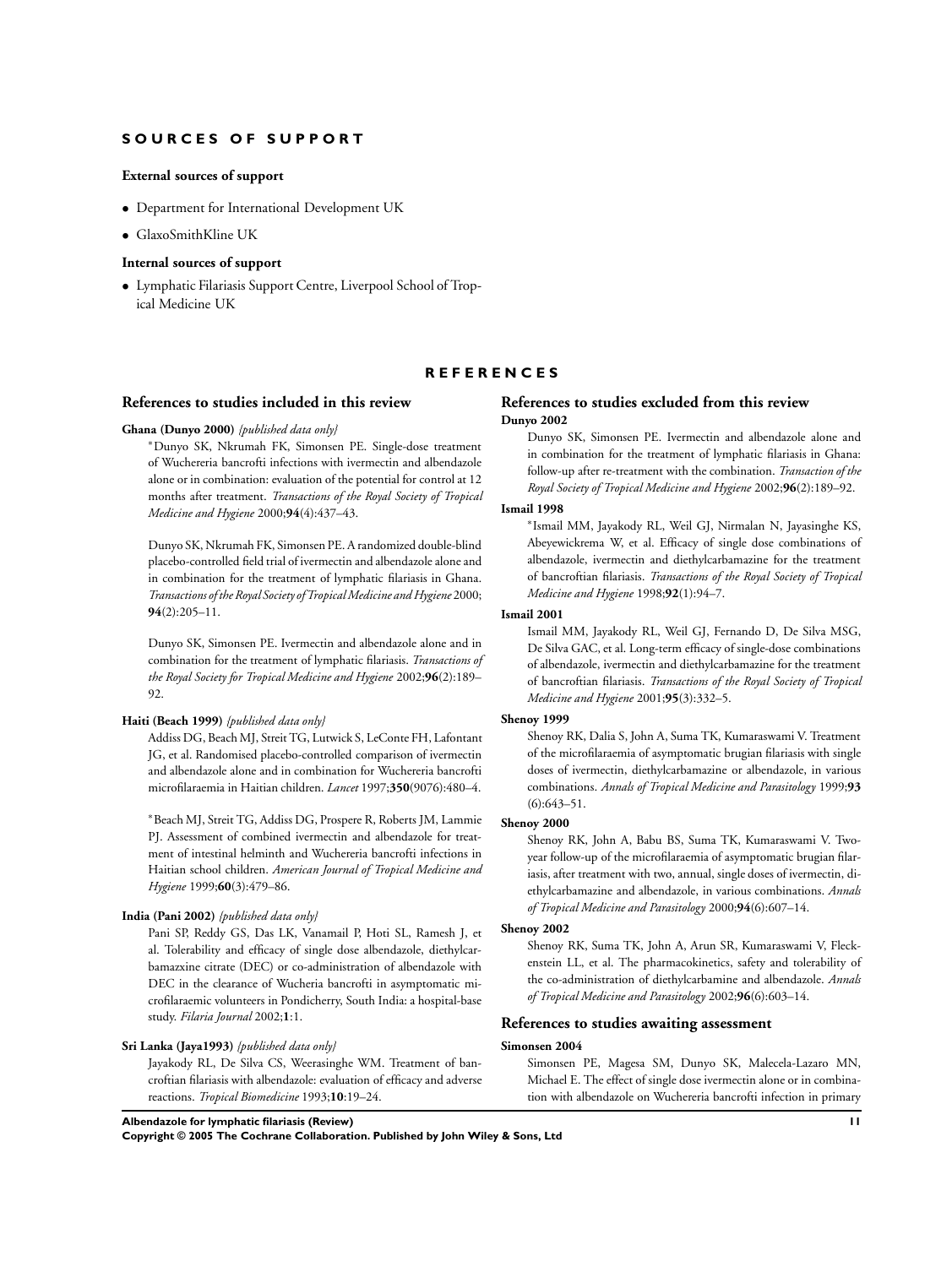## SOURCES OF SUPPORT

### External sources of support

- Department for International Development UK
- GlaxoSmithKline UK

### Internal sources of support

- Lymphatic Filariasis Support Centre, Liverpool School of Tropical Medicine UK

## REFERENCES

### References to studies included in this review

**Ghana (Dunyo 2000)** *{published data only}*

*Dunyo SK, Nkrumah FK, Simonsen PE. Single-dose treatment of Wuchereria bancrofti infections with ivermectin and albendazole alone or in combination: evaluation of the potential for control at 12 months after treatment. *Transactions of the Royal Society of Tropical Medicine and Hygiene* 2000;**94**(4):437–43.

Dunyo SK, Nkrumah FK, Simonsen PE. A randomized double-blind placebo-controlled field trial of ivermectin and albendazole alone and in combination for the treatment of lymphatic filariasis in Ghana. *Transactions of the Royal Society of Tropical Medicine and Hygiene* 2000; **94**(2):205–11.

Dunyo SK, Simonsen PE. Ivermectin and albendazole alone and in combination for the treatment of lymphatic filariasis. *Transactions of the Royal Society for Tropical Medicine and Hygiene* 2002;**96**(2):189–92.

**Haiti (Beach 1999)** *{published data only}*

Addiss DG, Beach MJ, Streit TG, Lutwick S, LeConte FH, Lafontant JG, et al. Randomised placebo-controlled comparison of ivermectin and albendazole alone and in combination for Wuchereria bancrofti microfilaraemia in Haitian children. *Lancet* 1997;**350**(9076):480–4.

*Beach MJ, Streit TG, Addiss DG, Prospere R, Roberts JM, Lammie PJ. Assessment of combined ivermectin and albendazole for treatment of intestinal helminth and Wuchereria bancrofti infections in Haitian school children. *American Journal of Tropical Medicine and Hygiene* 1999;**60**(3):479–86.

**India (Pani 2002)** *{published data only}*

Pani SP, Reddy GS, Das LK, Vanamail P, Hoti SL, Ramesh J, et al. Tolerability and efficacy of single dose albendazole, diethylcarbamazxine citrate (DEC) or co-administration of albendazole with DEC in the clearance of Wucheria bancrofti in asymptomatic microfilaraemic volunteers in Pondicherry, South India: a hospital-base study. *Filaria Journal* 2002;**1**:1.

**Sri Lanka (Jaya1993)** *{published data only}*

Jayakody RL, De Silva CS, Weerasinghe WM. Treatment of bancroftian filariasis with albendazole: evaluation of efficacy and adverse reactions. *Tropical Biomedicine* 1993;**10**:19–24.

### References to studies excluded from this review

**Dunyo 2002**

Dunyo SK, Simonsen PE. Ivermectin and albendazole alone and in combination for the treatment of lymphatic filariasis in Ghana: follow-up after re-treatment with the combination. *Transaction of the Royal Society of Tropical Medicine and Hygiene* 2002;**96**(2):189–92.

**Ismail 1998**

*Ismail MM, Jayakody RL, Weil GJ, Nirmalan N, Jayasinghe KS, Abeyewickrema W, et al. Efficacy of single dose combinations of albendazole, ivermectin and diethylcarbamazine for the treatment of bancroftian filariasis. *Transactions of the Royal Society of Tropical Medicine and Hygiene* 1998;**92**(1):94–7.

**Ismail 2001**

Ismail MM, Jayakody RL, Weil GJ, Fernando D, De Silva MSG, De Silva GAC, et al. Long-term efficacy of single-dose combinations of albendazole, ivermectin and diethylcarbamazine for the treatment of bancroftian filariasis. *Transactions of the Royal Society of Tropical Medicine and Hygiene* 2001;**95**(3):332–5.

**Shenoy 1999**

Shenoy RK, Dalia S, John A, Suma TK, Kumaraswami V. Treatment of the microfilaraemia of asymptomatic brugian filariasis with single doses of ivermectin, diethylcarbamazine or albendazole, in various combinations. *Annals of Tropical Medicine and Parasitology* 1999;**93**(6):643–51.

**Shenoy 2000**

Shenoy RK, John A, Babu BS, Suma TK, Kumaraswami V. Two-year follow-up of the microfilaraemia of asymptomatic brugian filariasis, after treatment with two, annual, single doses of ivermectin, diethylcarbamazine and albendazole, in various combinations. *Annals of Tropical Medicine and Parasitology* 2000;**94**(6):607–14.

**Shenoy 2002**

Shenoy RK, Suma TK, John A, Arun SR, Kumaraswami V, Fleckenstein LL, et al. The pharmacokinetics, safety and tolerability of the co-administration of diethylcarbamine and albendazole. *Annals of Tropical Medicine and Parasitology* 2002;**96**(6):603–14.

### References to studies awaiting assessment

**Simonsen 2004**

Simonsen PE, Magesa SM, Dunyo SK, Malecela-Lazaro MN, Michael E. The effect of single dose ivermectin alone or in combination with albendazole on Wuchereria bancrofti infection in primary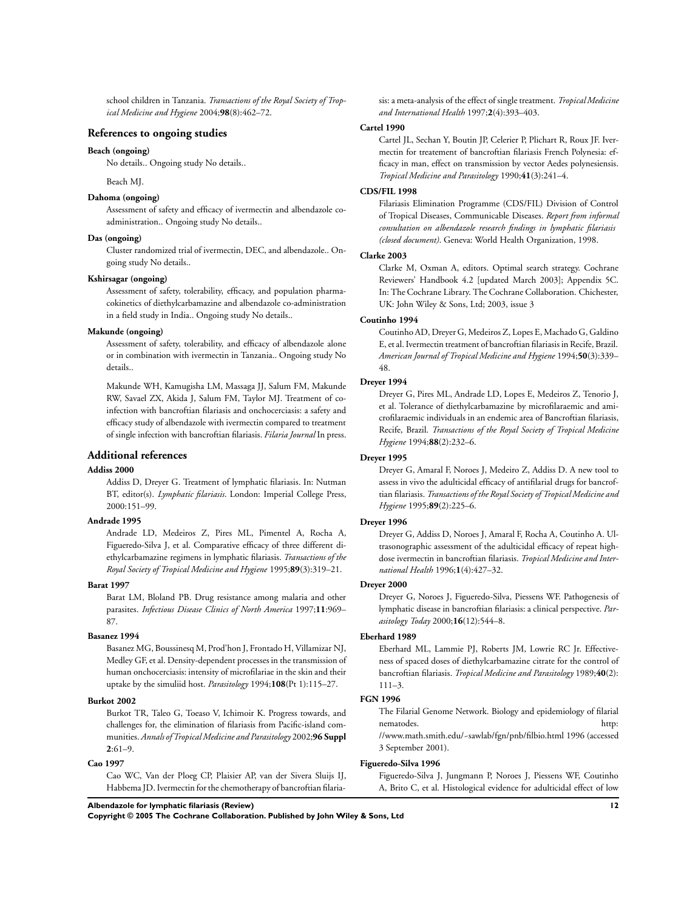school children in Tanzania. *Transactions of the Royal Society of Tropical Medicine and Hygiene* 2004;**98**(8):462–72.

## References to ongoing studies

**Beach (ongoing)**

No details.. Ongoing study No details..

Beach MJ.

**Dahoma (ongoing)**

Assessment of safety and efficacy of ivermectin and albendazole co-administration.. Ongoing study No details..

**Das (ongoing)**

Cluster randomized trial of ivermectin, DEC, and albendazole.. Ongoing study No details..

**Kshirsagar (ongoing)**

Assessment of safety, tolerability, efficacy, and population pharmacokinetics of diethylcarbamazine and albendazole co-administration in a field study in India.. Ongoing study No details..

**Makunde (ongoing)**

Assessment of safety, tolerability, and efficacy of albendazole alone or in combination with ivermectin in Tanzania.. Ongoing study No details..

Makunde WH, Kamugisha LM, Massaga JJ, Salum FM, Makunde RW, Savael ZX, Akida J, Salum FM, Taylor MJ. Treatment of co-infection with bancroftian filariasis and onchocerciasis: a safety and efficacy study of albendazole with ivermectin compared to treatment of single infection with bancroftian filariasis. *Filaria Journal* In press.

## Additional references

**Addiss 2000**

Addiss D, Dreyer G. Treatment of lymphatic filariasis. In: Nutman BT, editor(s). *Lymphatic filariasis*. London: Imperial College Press, 2000:151–99.

**Andrade 1995**

Andrade LD, Medeiros Z, Pires ML, Pimentel A, Rocha A, Figueredo-Silva J, et al. Comparative efficacy of three different diethylcarbamazine regimens in lymphatic filariasis. *Transactions of the Royal Society of Tropical Medicine and Hygiene* 1995;**89**(3):319–21.

**Barat 1997**

Barat LM, Bloland PB. Drug resistance among malaria and other parasites. *Infectious Disease Clinics of North America* 1997;**11**:969–87.

**Basanez 1994**

Basanez MG, Boussinesq M, Prod'hon J, Frontado H, Villamizar NJ, Medley GF, et al. Density-dependent processes in the transmission of human onchocerciasis: intensity of microfilariae in the skin and their uptake by the simuliid host. *Parasitology* 1994;**108**(Pt 1):115–27.

**Burkot 2002**

Burkot TR, Taleo G, Toeaso V, Ichimoir K. Progress towards, and challenges for, the elimination of filariasis from Pacific-island communities. *Annals of Tropical Medicine and Parasitology* 2002;**96 Suppl 2**:61–9.

**Cao 1997**

Cao WC, Van der Ploeg CP, Plaisier AP, van der Sivera Sluijs IJ, Habbema JD. Ivermectin for the chemotherapy of bancroftian filariasis: a meta-analysis of the effect of single treatment. *Tropical Medicine and International Health* 1997;**2**(4):393–403.

**Cartel 1990**

Cartel JL, Sechan Y, Boutin JP, Celerier P, Plichart R, Roux JF. Ivermectin for treatement of bancroftian filariasis French Polynesia: efficacy in man, effect on transmission by vector Aedes polynesiensis. *Tropical Medicine and Parasitology* 1990;**41**(3):241–4.

**CDS/FIL 1998**

Filariasis Elimination Programme (CDS/FIL) Division of Control of Tropical Diseases, Communicable Diseases. *Report from informal consultation on albendazole research findings in lymphatic filariasis (closed document)*. Geneva: World Health Organization, 1998.

**Clarke 2003**

Clarke M, Oxman A, editors. Optimal search strategy. Cochrane Reviewers' Handbook 4.2 [updated March 2003]; Appendix 5C. In: The Cochrane Library. The Cochrane Collaboration. Chichester, UK: John Wiley & Sons, Ltd; 2003, issue 3

**Coutinho 1994**

Coutinho AD, Dreyer G, Medeiros Z, Lopes E, Machado G, Galdino E, et al. Ivermectin treatment of bancroftian filariasis in Recife, Brazil. *American Journal of Tropical Medicine and Hygiene* 1994;**50**(3):339–48.

**Dreyer 1994**

Dreyer G, Pires ML, Andrade LD, Lopes E, Medeiros Z, Tenorio J, et al. Tolerance of diethylcarbamazine by microfilaraemic and amicrofilaraemic individuals in an endemic area of Bancroftian filariasis, Recife, Brazil. *Transactions of the Royal Society of Tropical Medicine Hygiene* 1994;**88**(2):232–6.

**Dreyer 1995**

Dreyer G, Amaral F, Noroes J, Medeiro Z, Addiss D. A new tool to assess in vivo the adulticidal efficacy of antifilarial drugs for bancroftian filariasis. *Transactions of the Royal Society of Tropical Medicine and Hygiene* 1995;**89**(2):225–6.

**Dreyer 1996**

Dreyer G, Addiss D, Noroes J, Amaral F, Rocha A, Coutinho A. Ultrasonographic assessment of the adulticidal efficacy of repeat high-dose ivermectin in bancroftian filariasis. *Tropical Medicine and International Health* 1996;**1**(4):427–32.

**Dreyer 2000**

Dreyer G, Noroes J, Figueredo-Silva, Piessens WF. Pathogenesis of lymphatic disease in bancroftian filariasis: a clinical perspective. *Parasitology Today* 2000;**16**(12):544–8.

**Eberhard 1989**

Eberhard ML, Lammie PJ, Roberts JM, Lowrie RC Jr. Effectiveness of spaced doses of diethylcarbamazine citrate for the control of bancroftian filariasis. *Tropical Medicine and Parasitology* 1989;**40**(2):111–3.

**FGN 1996**

The Filarial Genome Network. Biology and epidemiology of filarial nematodes. http://www.math.smith.edu/~sawlab/fgn/pnb/filbio.html 1996 (accessed 3 September 2001).

**Figueredo-Silva 1996**

Figueredo-Silva J, Jungmann P, Noroes J, Piessens WF, Coutinho A, Brito C, et al. Histological evidence for adulticidal effect of low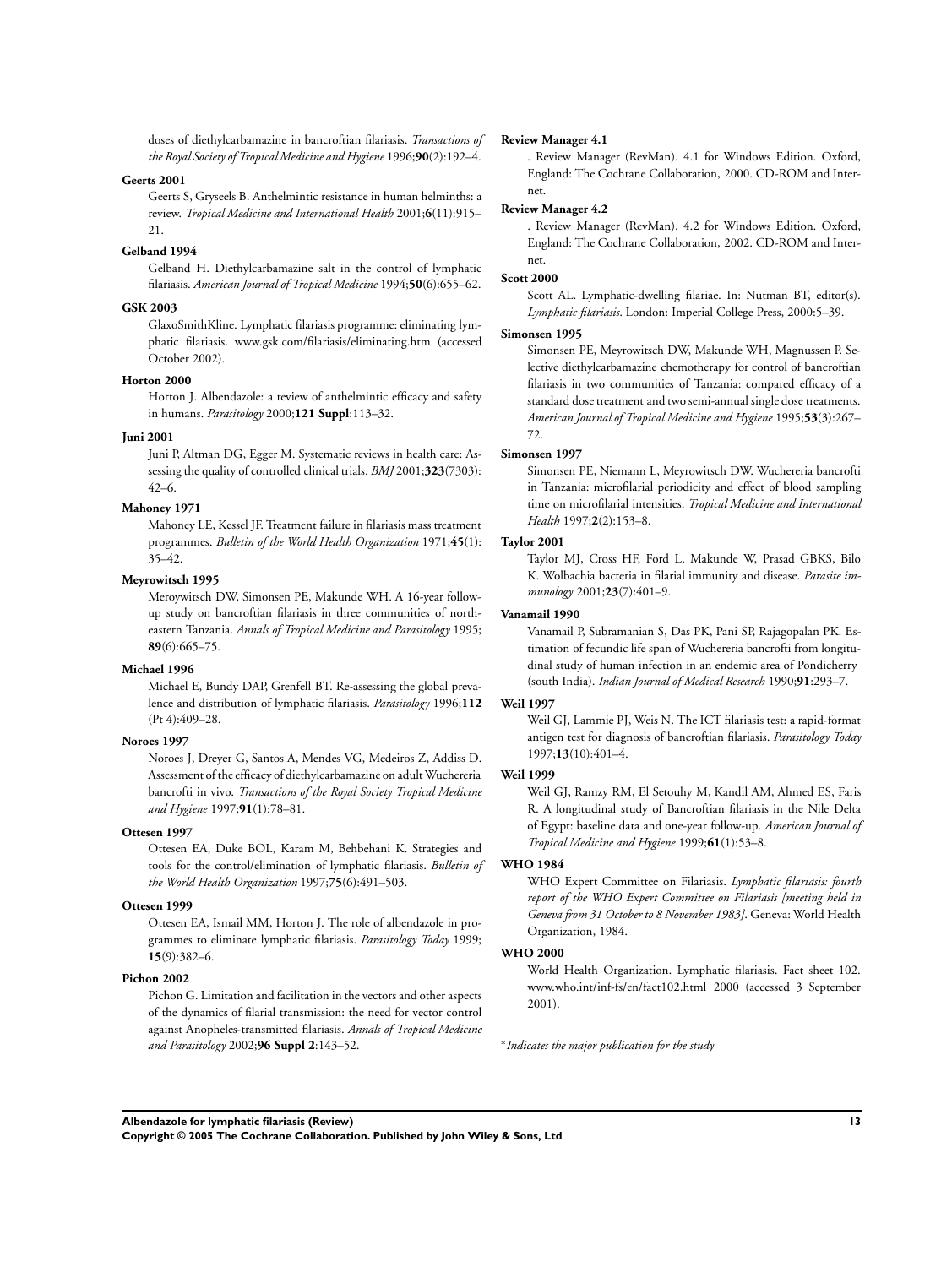doses of diethylcarbamazine in bancroftian filariasis. *Transactions of the Royal Society of Tropical Medicine and Hygiene* 1996;**90**(2):192–4.

**Geerts 2001**

Geerts S, Gryseels B. Anthelmintic resistance in human helminths: a review. *Tropical Medicine and International Health* 2001;**6**(11):915–21.

**Gelband 1994**

Gelband H. Diethylcarbamazine salt in the control of lymphatic filariasis. *American Journal of Tropical Medicine* 1994;**50**(6):655–62.

**GSK 2003**

GlaxoSmithKline. Lymphatic filariasis programme: eliminating lymphatic filariasis. www.gsk.com/filariasis/eliminating.htm (accessed October 2002).

**Horton 2000**

Horton J. Albendazole: a review of anthelmintic efficacy and safety in humans. *Parasitology* 2000;**121 Suppl**:113–32.

**Juni 2001**

Juni P, Altman DG, Egger M. Systematic reviews in health care: Assessing the quality of controlled clinical trials. *BMJ* 2001;**323**(7303):42–6.

**Mahoney 1971**

Mahoney LE, Kessel JF. Treatment failure in filariasis mass treatment programmes. *Bulletin of the World Health Organization* 1971;**45**(1):35–42.

**Meyrowitsch 1995**

Meroywitsch DW, Simonsen PE, Makunde WH. A 16-year follow-up study on bancroftian filariasis in three communities of north-eastern Tanzania. *Annals of Tropical Medicine and Parasitology* 1995;**89**(6):665–75.

**Michael 1996**

Michael E, Bundy DAP, Grenfell BT. Re-assessing the global prevalence and distribution of lymphatic filariasis. *Parasitology* 1996;**112** (Pt 4):409–28.

**Noroes 1997**

Noroes J, Dreyer G, Santos A, Mendes VG, Medeiros Z, Addiss D. Assessment of the efficacy of diethylcarbamazine on adult Wuchereria bancrofti in vivo. *Transactions of the Royal Society Tropical Medicine and Hygiene* 1997;**91**(1):78–81.

**Ottesen 1997**

Ottesen EA, Duke BOL, Karam M, Behbehani K. Strategies and tools for the control/elimination of lymphatic filariasis. *Bulletin of the World Health Organization* 1997;**75**(6):491–503.

**Ottesen 1999**

Ottesen EA, Ismail MM, Horton J. The role of albendazole in programmes to eliminate lymphatic filariasis. *Parasitology Today* 1999;**15**(9):382–6.

**Pichon 2002**

Pichon G. Limitation and facilitation in the vectors and other aspects of the dynamics of filarial transmission: the need for vector control against Anopheles-transmitted filariasis. *Annals of Tropical Medicine and Parasitology* 2002;**96 Suppl 2**:143–52.

**Review Manager 4.1**

. Review Manager (RevMan). 4.1 for Windows Edition. Oxford, England: The Cochrane Collaboration, 2000. CD-ROM and Internet.

**Review Manager 4.2**

. Review Manager (RevMan). 4.2 for Windows Edition. Oxford, England: The Cochrane Collaboration, 2002. CD-ROM and Internet.

**Scott 2000**

Scott AL. Lymphatic-dwelling filariae. In: Nutman BT, editor(s). *Lymphatic filariasis*. London: Imperial College Press, 2000:5–39.

**Simonsen 1995**

Simonsen PE, Meyrowitsch DW, Makunde WH, Magnussen P. Selective diethylcarbamazine chemotherapy for control of bancroftian filariasis in two communities of Tanzania: compared efficacy of a standard dose treatment and two semi-annual single dose treatments. *American Journal of Tropical Medicine and Hygiene* 1995;**53**(3):267–72.

**Simonsen 1997**

Simonsen PE, Niemann L, Meyrowitsch DW. Wuchereria bancrofti in Tanzania: microfilarial periodicity and effect of blood sampling time on microfilarial intensities. *Tropical Medicine and International Health* 1997;**2**(2):153–8.

**Taylor 2001**

Taylor MJ, Cross HF, Ford L, Makunde W, Prasad GBKS, Bilo K. Wolbachia bacteria in filarial immunity and disease. *Parasite immunology* 2001;**23**(7):401–9.

**Vanamail 1990**

Vanamail P, Subramanian S, Das PK, Pani SP, Rajagopalan PK. Estimation of fecundic life span of Wuchereria bancrofti from longitudinal study of human infection in an endemic area of Pondicherry (south India). *Indian Journal of Medical Research* 1990;**91**:293–7.

**Weil 1997**

Weil GJ, Lammie PJ, Weis N. The ICT filariasis test: a rapid-format antigen test for diagnosis of bancroftian filariasis. *Parasitology Today* 1997;**13**(10):401–4.

**Weil 1999**

Weil GJ, Ramzy RM, El Setouhy M, Kandil AM, Ahmed ES, Faris R. A longitudinal study of Bancroftian filariasis in the Nile Delta of Egypt: baseline data and one-year follow-up. *American Journal of Tropical Medicine and Hygiene* 1999;**61**(1):53–8.

**WHO 1984**

WHO Expert Committee on Filariasis. *Lymphatic filariasis: fourth report of the WHO Expert Committee on Filariasis [meeting held in Geneva from 31 October to 8 November 1983]*. Geneva: World Health Organization, 1984.

**WHO 2000**

World Health Organization. Lymphatic filariasis. Fact sheet 102. www.who.int/inf-fs/en/fact102.html 2000 (accessed 3 September 2001).

\* *Indicates the major publication for the study*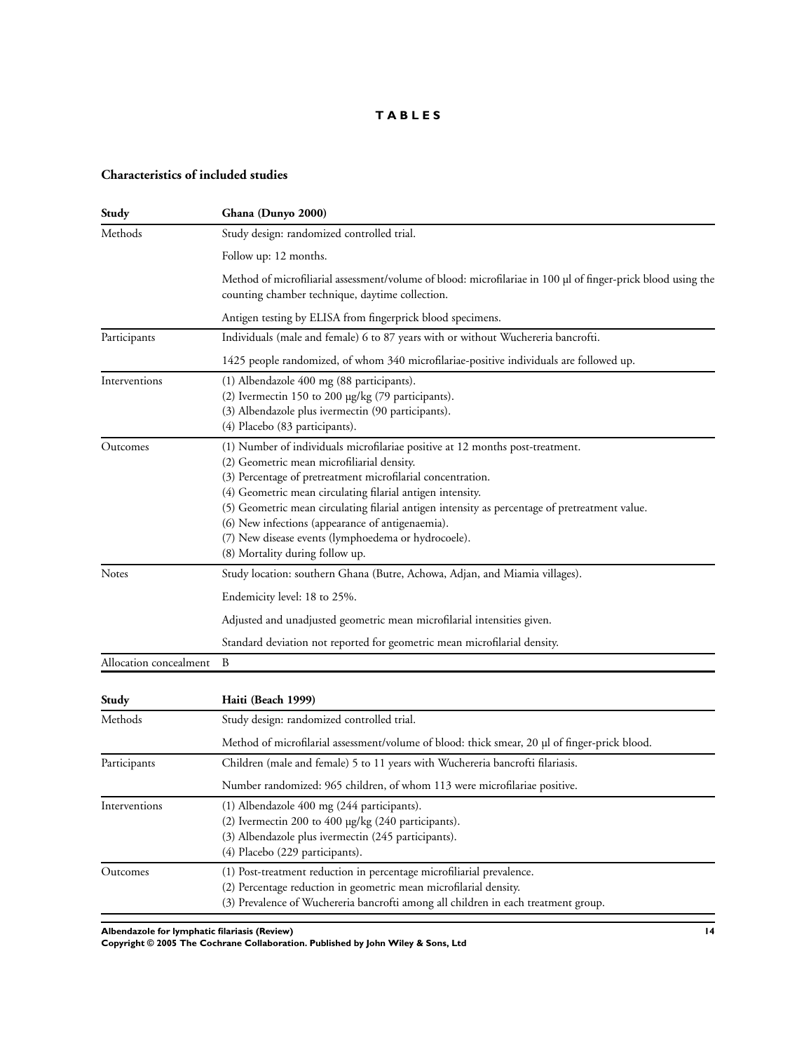# TABLES

## Characteristics of included studies

| Study | Ghana (Dunyo 2000) |
| --- | --- |
| Methods | Study design: randomized controlled trial.<br><br>Follow up: 12 months.<br><br>Method of microfiliarial assessment/volume of blood: microfilariae in 100 µl of finger-prick blood using the counting chamber technique, daytime collection.<br><br>Antigen testing by ELISA from fingerprick blood specimens. |
| Participants | Individuals (male and female) 6 to 87 years with or without Wuchereria bancrofti.<br><br>1425 people randomized, of whom 340 microfilariae-positive individuals are followed up. |
| Interventions | (1) Albendazole 400 mg (88 participants).<br>(2) Ivermectin 150 to 200 µg/kg (79 participants).<br>(3) Albendazole plus ivermectin (90 participants).<br>(4) Placebo (83 participants). |
| Outcomes | (1) Number of individuals microfilariae positive at 12 months post-treatment.<br>(2) Geometric mean microfiliarial density.<br>(3) Percentage of pretreatment microfilarial concentration.<br>(4) Geometric mean circulating filarial antigen intensity.<br>(5) Geometric mean circulating filarial antigen intensity as percentage of pretreatment value.<br>(6) New infections (appearance of antigenaemia).<br>(7) New disease events (lymphoedema or hydrocoele).<br>(8) Mortality during follow up. |
| Notes | Study location: southern Ghana (Butre, Achowa, Adjan, and Miamia villages).<br><br>Endemicity level: 18 to 25%.<br><br>Adjusted and unadjusted geometric mean microfilarial intensities given.<br><br>Standard deviation not reported for geometric mean microfilarial density. |
| Allocation concealment | B |

| Study | Haiti (Beach 1999) |
| --- | --- |
| Methods | Study design: randomized controlled trial.<br><br>Method of microfilarial assessment/volume of blood: thick smear, 20 µl of finger-prick blood. |
| Participants | Children (male and female) 5 to 11 years with Wuchereria bancrofti filariasis.<br><br>Number randomized: 965 children, of whom 113 were microfilariae positive. |
| Interventions | (1) Albendazole 400 mg (244 participants).<br>(2) Ivermectin 200 to 400 µg/kg (240 participants).<br>(3) Albendazole plus ivermectin (245 participants).<br>(4) Placebo (229 participants). |
| Outcomes | (1) Post-treatment reduction in percentage microfiliarial prevalence.<br>(2) Percentage reduction in geometric mean microfilarial density.<br>(3) Prevalence of Wuchereria bancrofti among all children in each treatment group. |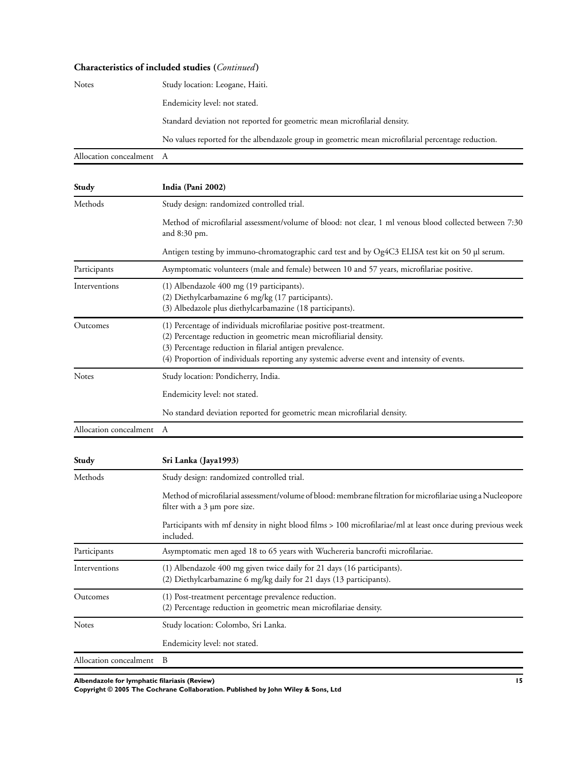**Characteristics of included studies (*Continued*)**

| | |
|---|---|
| Notes | Study location: Leogane, Haiti. |
| | Endemicity level: not stated. |
| | Standard deviation not reported for geometric mean microfilarial density. |
| | No values reported for the albendazole group in geometric mean microfilarial percentage reduction. |
| Allocation concealment | A |

| Study | India (Pani 2002) |
|---|---|
| Methods | Study design: randomized controlled trial. |
| | Method of microfilarial assessment/volume of blood: not clear, 1 ml venous blood collected between 7:30 and 8:30 pm. |
| | Antigen testing by immuno-chromatographic card test and by Og4C3 ELISA test kit on 50 µl serum. |
| Participants | Asymptomatic volunteers (male and female) between 10 and 57 years, microfilariae positive. |
| Interventions | (1) Albendazole 400 mg (19 participants).<br>(2) Diethylcarbamazine 6 mg/kg (17 participants).<br>(3) Albedazole plus diethylcarbamazine (18 participants). |
| Outcomes | (1) Percentage of individuals microfilariae positive post-treatment.<br>(2) Percentage reduction in geometric mean microfiliarial density.<br>(3) Percentage reduction in filarial antigen prevalence.<br>(4) Proportion of individuals reporting any systemic adverse event and intensity of events. |
| Notes | Study location: Pondicherry, India. |
| | Endemicity level: not stated. |
| | No standard deviation reported for geometric mean microfilarial density. |
| Allocation concealment | A |

| Study | Sri Lanka (Jaya1993) |
|---|---|
| Methods | Study design: randomized controlled trial. |
| | Method of microfilarial assessment/volume of blood: membrane filtration for microfilariae using a Nucleopore filter with a 3 µm pore size. |
| | Participants with mf density in night blood films > 100 microfilariae/ml at least once during previous week included. |
| Participants | Asymptomatic men aged 18 to 65 years with Wuchereria bancrofti microfilariae. |
| Interventions | (1) Albendazole 400 mg given twice daily for 21 days (16 participants).<br>(2) Diethylcarbamazine 6 mg/kg daily for 21 days (13 participants). |
| Outcomes | (1) Post-treatment percentage prevalence reduction.<br>(2) Percentage reduction in geometric mean microfilariae density. |
| Notes | Study location: Colombo, Sri Lanka. |
| | Endemicity level: not stated. |
| Allocation concealment | B |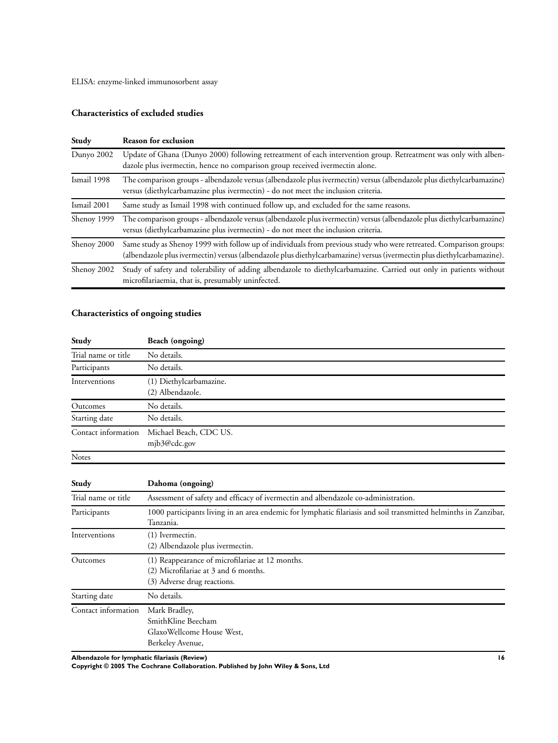ELISA: enzyme-linked immunosorbent assay

### Characteristics of excluded studies

| Study | Reason for exclusion |
|---|---|
| Dunyo 2002 | Update of Ghana (Dunyo 2000) following retreatment of each intervention group. Retreatment was only with albendazole plus ivermectin, hence no comparison group received ivermectin alone. |
| Ismail 1998 | The comparison groups - albendazole versus (albendazole plus ivermectin) versus (albendazole plus diethylcarbamazine) versus (diethylcarbamazine plus ivermectin) - do not meet the inclusion criteria. |
| Ismail 2001 | Same study as Ismail 1998 with continued follow up, and excluded for the same reasons. |
| Shenoy 1999 | The comparison groups - albendazole versus (albendazole plus ivermectin) versus (albendazole plus diethylcarbamazine) versus (diethylcarbamazine plus ivermectin) - do not meet the inclusion criteria. |
| Shenoy 2000 | Same study as Shenoy 1999 with follow up of individuals from previous study who were retreated. Comparison groups: (albendazole plus ivermectin) versus (albendazole plus diethylcarbamazine) versus (ivermectin plus diethylcarbamazine). |
| Shenoy 2002 | Study of safety and tolerability of adding albendazole to diethylcarbamazine. Carried out only in patients without microfilariaemia, that is, presumably uninfected. |

### Characteristics of ongoing studies

| Study | Beach (ongoing) |
|---|---|
| Trial name or title | No details. |
| Participants | No details. |
| Interventions | (1) Diethylcarbamazine.<br>(2) Albendazole. |
| Outcomes | No details. |
| Starting date | No details. |
| Contact information | Michael Beach, CDC US.<br>mjb3@cdc.gov |
| Notes | |

| Study | Dahoma (ongoing) |
|---|---|
| Trial name or title | Assessment of safety and efficacy of ivermectin and albendazole co-administration. |
| Participants | 1000 participants living in an area endemic for lymphatic filariasis and soil transmitted helminths in Zanzibar, Tanzania. |
| Interventions | (1) Ivermectin.<br>(2) Albendazole plus ivermectin. |
| Outcomes | (1) Reappearance of microfilariae at 12 months.<br>(2) Microfilariae at 3 and 6 months.<br>(3) Adverse drug reactions. |
| Starting date | No details. |
| Contact information | Mark Bradley,<br>SmithKline Beecham<br>GlaxoWellcome House West,<br>Berkeley Avenue, |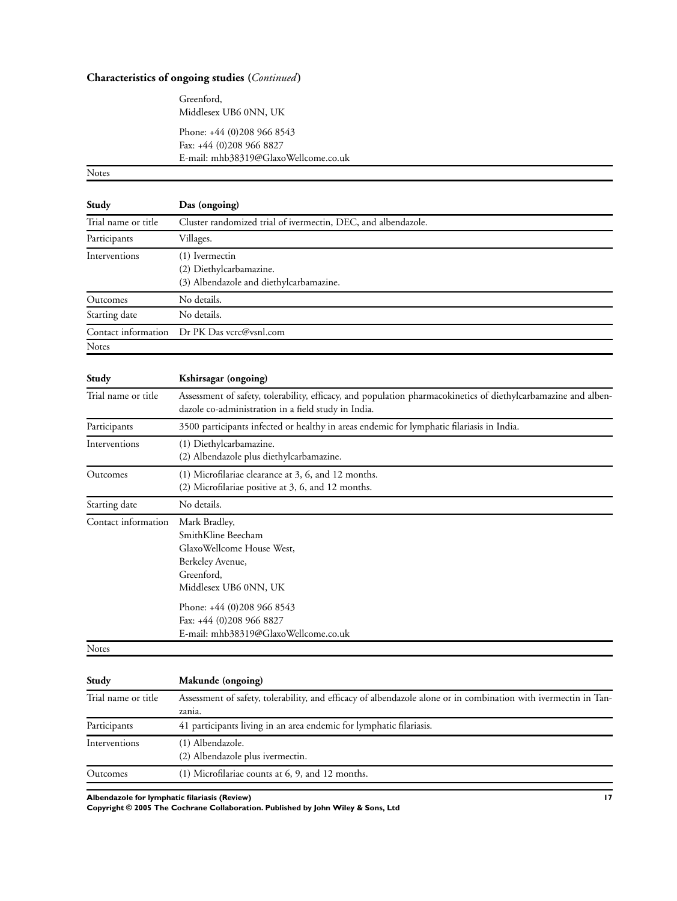**Characteristics of ongoing studies** (*Continued*)

| | |
|---|---|
| | Greenford,<br>Middlesex UB6 0NN, UK<br><br>Phone: +44 (0)208 966 8543<br>Fax: +44 (0)208 966 8827<br>E-mail: mhb38319@GlaxoWellcome.co.uk |
| Notes | |

| Study | Das (ongoing) |
|---|---|
| Trial name or title | Cluster randomized trial of ivermectin, DEC, and albendazole. |
| Participants | Villages. |
| Interventions | (1) Ivermectin<br>(2) Diethylcarbamazine.<br>(3) Albendazole and diethylcarbamazine. |
| Outcomes | No details. |
| Starting date | No details. |
| Contact information | Dr PK Das vcrc@vsnl.com |
| Notes | |

| Study | Kshirsagar (ongoing) |
|---|---|
| Trial name or title | Assessment of safety, tolerability, efficacy, and population pharmacokinetics of diethylcarbamazine and albendazole co-administration in a field study in India. |
| Participants | 3500 participants infected or healthy in areas endemic for lymphatic filariasis in India. |
| Interventions | (1) Diethylcarbamazine.<br>(2) Albendazole plus diethylcarbamazine. |
| Outcomes | (1) Microfilariae clearance at 3, 6, and 12 months.<br>(2) Microfilariae positive at 3, 6, and 12 months. |
| Starting date | No details. |
| Contact information | Mark Bradley,<br>SmithKline Beecham<br>GlaxoWellcome House West,<br>Berkeley Avenue,<br>Greenford,<br>Middlesex UB6 0NN, UK<br><br>Phone: +44 (0)208 966 8543<br>Fax: +44 (0)208 966 8827<br>E-mail: mhb38319@GlaxoWellcome.co.uk |
| Notes | |

| Study | Makunde (ongoing) |
|---|---|
| Trial name or title | Assessment of safety, tolerability, and efficacy of albendazole alone or in combination with ivermectin in Tanzania. |
| Participants | 41 participants living in an area endemic for lymphatic filariasis. |
| Interventions | (1) Albendazole.<br>(2) Albendazole plus ivermectin. |
| Outcomes | (1) Microfilariae counts at 6, 9, and 12 months. |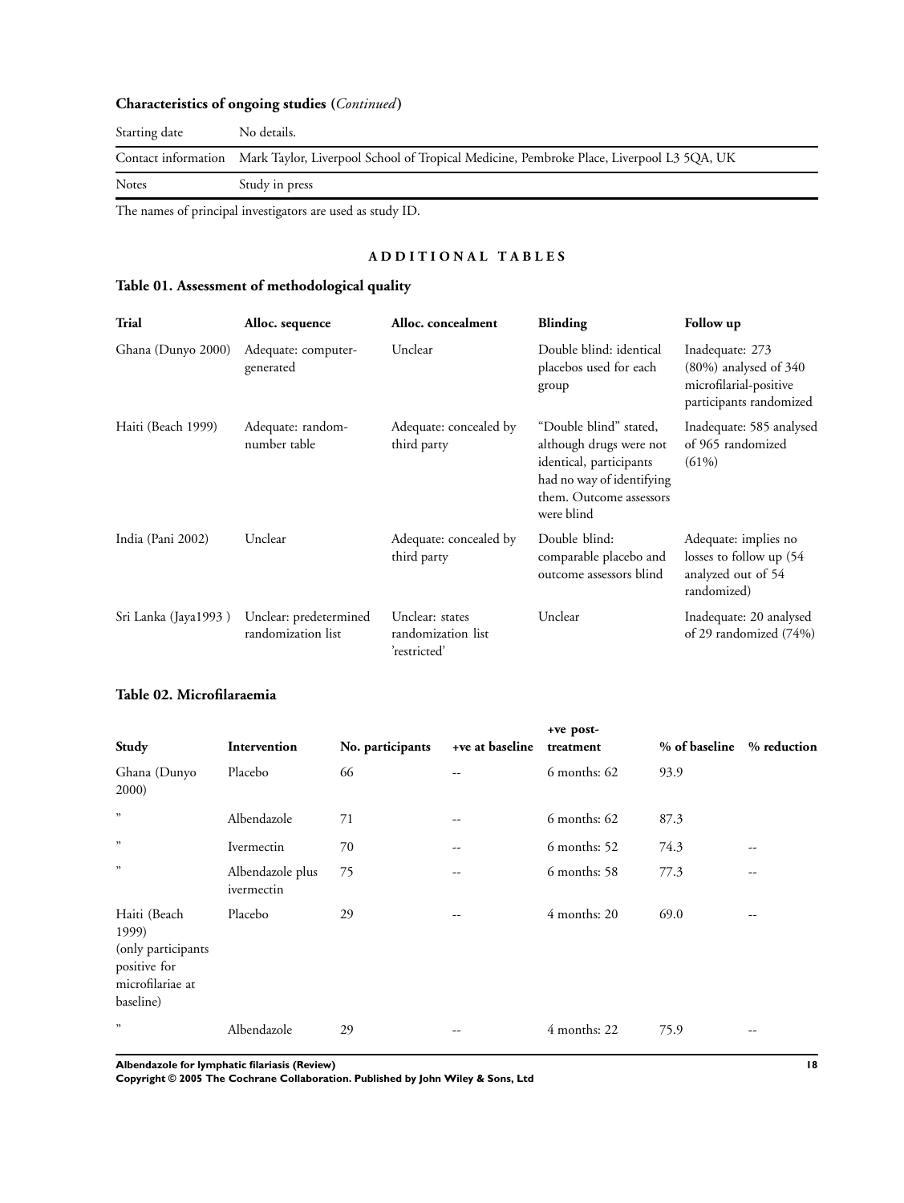**Characteristics of ongoing studies (*Continued*)**

| | |
|---|---|
| Starting date | No details. |
| Contact information | Mark Taylor, Liverpool School of Tropical Medicine, Pembroke Place, Liverpool L3 5QA, UK |
| Notes | Study in press |

The names of principal investigators are used as study ID.

## ADDITIONAL TABLES

### Table 01. Assessment of methodological quality

| Trial | Alloc. sequence | Alloc. concealment | Blinding | Follow up |
|---|---|---|---|---|
| Ghana (Dunyo 2000) | Adequate: computer-generated | Unclear | Double blind: identical placebos used for each group | Inadequate: 273 (80%) analysed of 340 microfilarial-positive participants randomized |
| Haiti (Beach 1999) | Adequate: random-number table | Adequate: concealed by third party | "Double blind" stated, although drugs were not identical, participants had no way of identifying them. Outcome assessors were blind | Inadequate: 585 analysed of 965 randomized (61%) |
| India (Pani 2002) | Unclear | Adequate: concealed by third party | Double blind: comparable placebo and outcome assessors blind | Adequate: implies no losses to follow up (54 analyzed out of 54 randomized) |
| Sri Lanka (Jaya1993 ) | Unclear: predetermined randomization list | Unclear: states randomization list 'restricted' | Unclear | Inadequate: 20 analysed of 29 randomized (74%) |

### Table 02. Microfilaraemia

| Study | Intervention | No. participants | +ve at baseline | +ve post-treatment | % of baseline | % reduction |
|---|---|---|---|---|---|---|
| Ghana (Dunyo 2000) | Placebo | 66 | -- | 6 months: 62 | 93.9 | |
| " | Albendazole | 71 | -- | 6 months: 62 | 87.3 | |
| " | Ivermectin | 70 | -- | 6 months: 52 | 74.3 | -- |
| " | Albendazole plus ivermectin | 75 | -- | 6 months: 58 | 77.3 | -- |
| Haiti (Beach 1999) (only participants positive for microfilariae at baseline) | Placebo | 29 | -- | 4 months: 20 | 69.0 | -- |
| " | Albendazole | 29 | -- | 4 months: 22 | 75.9 | -- |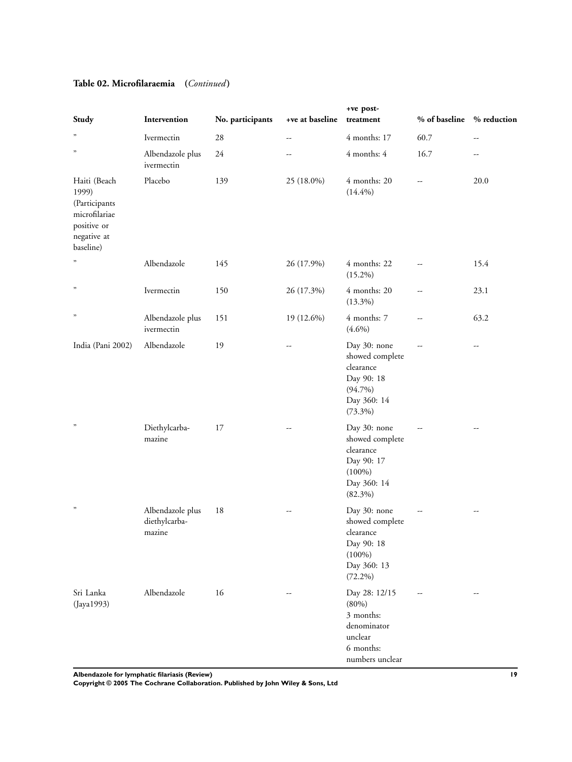**Table 02. Microfilaraemia** (*Continued*)

| Study | Intervention | No. participants | +ve at baseline | +ve post-treatment | % of baseline | % reduction |
|---|---|---|---|---|---|---|
| " | Ivermectin | 28 | -- | 4 months: 17 | 60.7 | -- |
| " | Albendazole plus ivermectin | 24 | -- | 4 months: 4 | 16.7 | -- |
| Haiti (Beach 1999) (Participants microfilariae positive or negative at baseline) | Placebo | 139 | 25 (18.0%) | 4 months: 20 (14.4%) | -- | 20.0 |
| " | Albendazole | 145 | 26 (17.9%) | 4 months: 22 (15.2%) | -- | 15.4 |
| " | Ivermectin | 150 | 26 (17.3%) | 4 months: 20 (13.3%) | -- | 23.1 |
| " | Albendazole plus ivermectin | 151 | 19 (12.6%) | 4 months: 7 (4.6%) | -- | 63.2 |
| India (Pani 2002) | Albendazole | 19 | -- | Day 30: none showed complete clearance Day 90: 18 (94.7%) Day 360: 14 (73.3%) | -- | -- |
| " | Diethylcarba-mazine | 17 | -- | Day 30: none showed complete clearance Day 90: 17 (100%) Day 360: 14 (82.3%) | -- | -- |
| " | Albendazole plus diethylcarba-mazine | 18 | -- | Day 30: none showed complete clearance Day 90: 18 (100%) Day 360: 13 (72.2%) | -- | -- |
| Sri Lanka (Jaya1993) | Albendazole | 16 | -- | Day 28: 12/15 (80%) 3 months: denominator unclear 6 months: numbers unclear | -- | -- |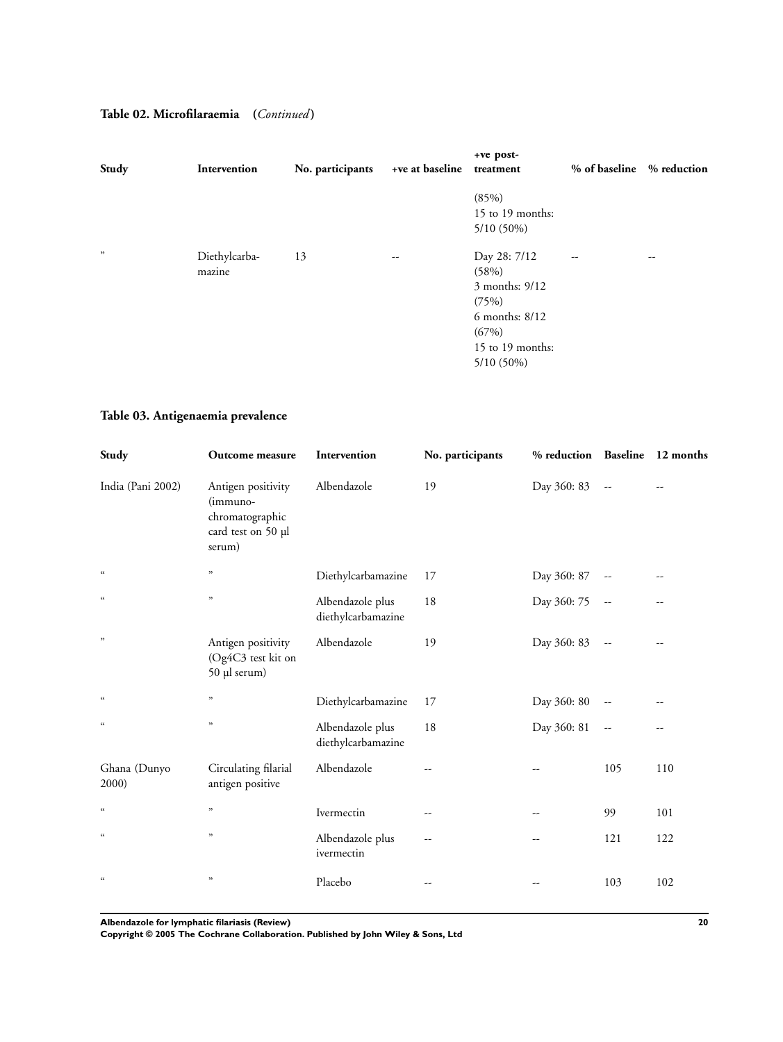### Table 02. Microfilaraemia (*Continued*)

| Study | Intervention | No. participants | +ve at baseline | +ve post-treatment | % of baseline | % reduction |
|---|---|---|---|---|---|---|
| | | | | (85%) 15 to 19 months: 5/10 (50%) | | |
| " | Diethylcarbamazine | 13 | -- | Day 28: 7/12 (58%) 3 months: 9/12 (75%) 6 months: 8/12 (67%) 15 to 19 months: 5/10 (50%) | -- | -- |

### Table 03. Antigenaemia prevalence

| Study | Outcome measure | Intervention | No. participants | % reduction | Baseline | 12 months |
|---|---|---|---|---|---|---|
| India (Pani 2002) | Antigen positivity (immunochromatographic card test on 50 µl serum) | Albendazole | 19 | Day 360: 83 | -- | -- |
| " | " | Diethylcarbamazine | 17 | Day 360: 87 | -- | -- |
| " | " | Albendazole plus diethylcarbamazine | 18 | Day 360: 75 | -- | -- |
| " | Antigen positivity (Og4C3 test kit on 50 µl serum) | Albendazole | 19 | Day 360: 83 | -- | -- |
| " | " | Diethylcarbamazine | 17 | Day 360: 80 | -- | -- |
| " | " | Albendazole plus diethylcarbamazine | 18 | Day 360: 81 | -- | -- |
| Ghana (Dunyo 2000) | Circulating filarial antigen positive | Albendazole | -- | -- | 105 | 110 |
| " | " | Ivermectin | -- | -- | 99 | 101 |
| " | " | Albendazole plus ivermectin | -- | -- | 121 | 122 |
| " | " | Placebo | -- | -- | 103 | 102 |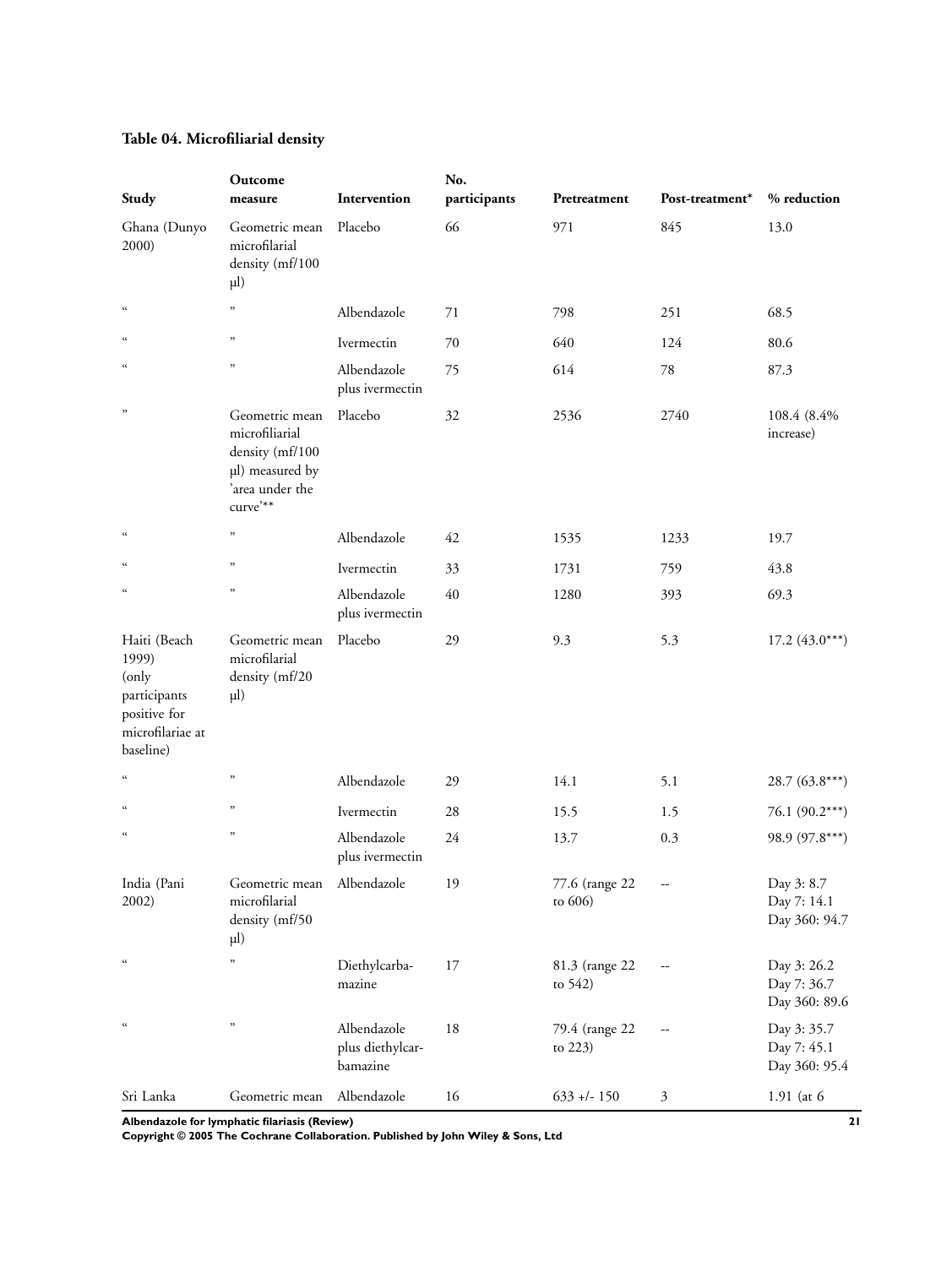### Table 04. Microfiliarial density

| Study | Outcome measure | Intervention | No. participants | Pretreatment | Post-treatment* | % reduction |
|---|---|---|---|---|---|---|
| Ghana (Dunyo 2000) | Geometric mean microfilarial density (mf/100 µl) | Placebo | 66 | 971 | 845 | 13.0 |
| " | " | Albendazole | 71 | 798 | 251 | 68.5 |
| " | " | Ivermectin | 70 | 640 | 124 | 80.6 |
| " | " | Albendazole plus ivermectin | 75 | 614 | 78 | 87.3 |
| " | Geometric mean microfiliarial density (mf/100 µl) measured by 'area under the curve'** | Placebo | 32 | 2536 | 2740 | 108.4 (8.4% increase) |
| " | " | Albendazole | 42 | 1535 | 1233 | 19.7 |
| " | " | Ivermectin | 33 | 1731 | 759 | 43.8 |
| " | " | Albendazole plus ivermectin | 40 | 1280 | 393 | 69.3 |
| Haiti (Beach 1999) (only participants positive for microfilariae at baseline) | Geometric mean microfilarial density (mf/20 µl) | Placebo | 29 | 9.3 | 5.3 | 17.2 (43.0***) |
| " | " | Albendazole | 29 | 14.1 | 5.1 | 28.7 (63.8***) |
| " | " | Ivermectin | 28 | 15.5 | 1.5 | 76.1 (90.2***) |
| " | " | Albendazole plus ivermectin | 24 | 13.7 | 0.3 | 98.9 (97.8***) |
| India (Pani 2002) | Geometric mean microfilarial density (mf/50 µl) | Albendazole | 19 | 77.6 (range 22 to 606) | -- | Day 3: 8.7 Day 7: 14.1 Day 360: 94.7 |
| " | " | Diethylcarbamazine | 17 | 81.3 (range 22 to 542) | -- | Day 3: 26.2 Day 7: 36.7 Day 360: 89.6 |
| " | " | Albendazole plus diethylcarbamazine | 18 | 79.4 (range 22 to 223) | -- | Day 3: 35.7 Day 7: 45.1 Day 360: 95.4 |
| Sri Lanka | Geometric mean | Albendazole | 16 | 633 +/- 150 | 3 | 1.91 (at 6 |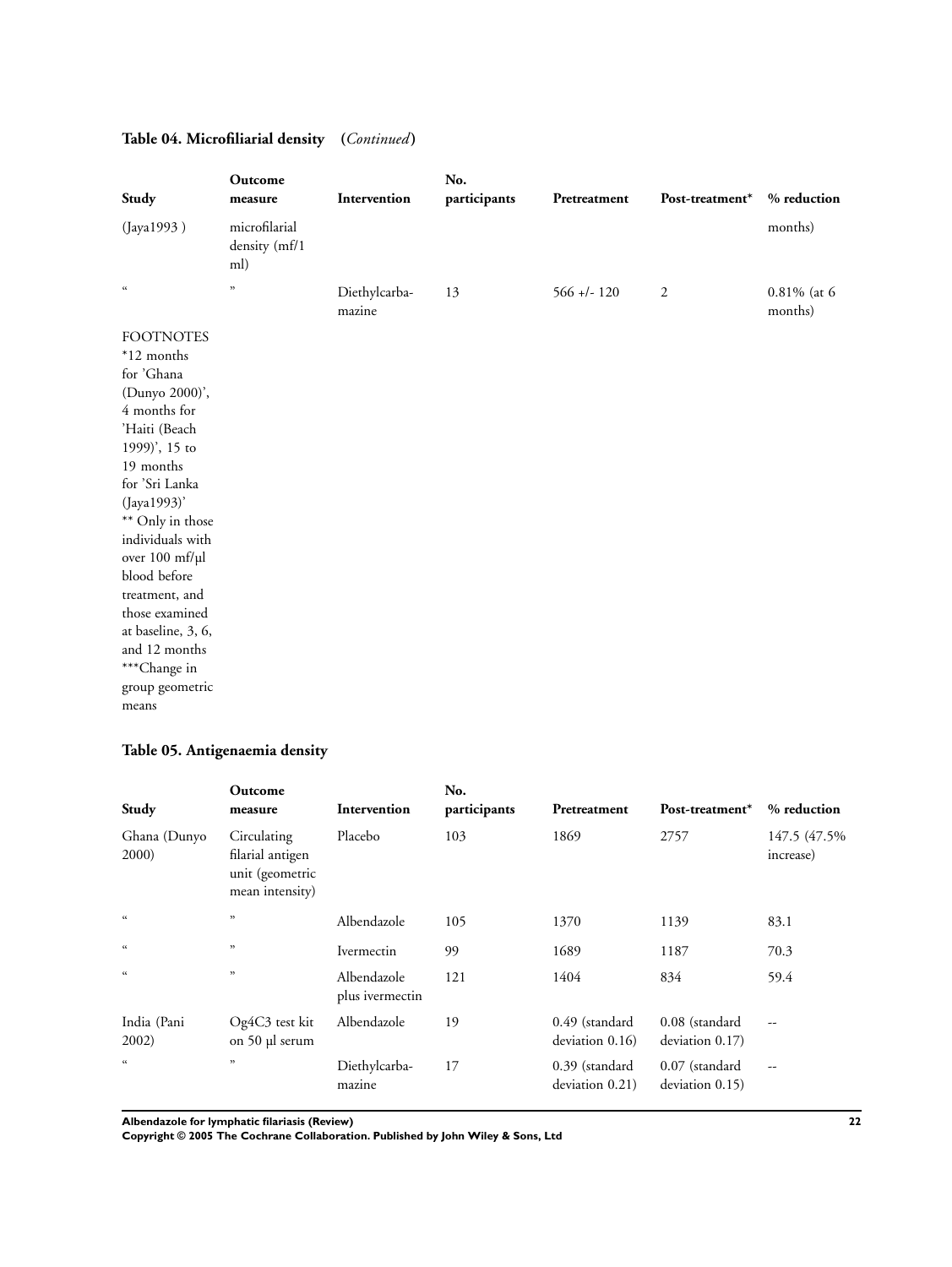## Table 04. Microfiliarial density (*Continued*)

| Study | Outcome measure | Intervention | No. participants | Pretreatment | Post-treatment* | % reduction |
|---|---|---|---|---|---|---|
| (Jaya1993 ) | microfilarial density (mf/1 ml) | | | | | months) |
| " | " | Diethylcarba-mazine | 13 | 566 +/- 120 | 2 | 0.81% (at 6 months) |

FOOTNOTES
*12 months for 'Ghana (Dunyo 2000)', 4 months for 'Haiti (Beach 1999)', 15 to 19 months for 'Sri Lanka (Jaya1993)'
** Only in those individuals with over 100 mf/μl blood before treatment, and those examined at baseline, 3, 6, and 12 months
***Change in group geometric means

## Table 05. Antigenaemia density

| Study | Outcome measure | Intervention | No. participants | Pretreatment | Post-treatment* | % reduction |
|---|---|---|---|---|---|---|
| Ghana (Dunyo 2000) | Circulating filarial antigen unit (geometric mean intensity) | Placebo | 103 | 1869 | 2757 | 147.5 (47.5% increase) |
| " | " | Albendazole | 105 | 1370 | 1139 | 83.1 |
| " | " | Ivermectin | 99 | 1689 | 1187 | 70.3 |
| " | " | Albendazole plus ivermectin | 121 | 1404 | 834 | 59.4 |
| India (Pani 2002) | Og4C3 test kit on 50 μl serum | Albendazole | 19 | 0.49 (standard deviation 0.16) | 0.08 (standard deviation 0.17) | -- |
| " | " | Diethylcarba-mazine | 17 | 0.39 (standard deviation 0.21) | 0.07 (standard deviation 0.15) | -- |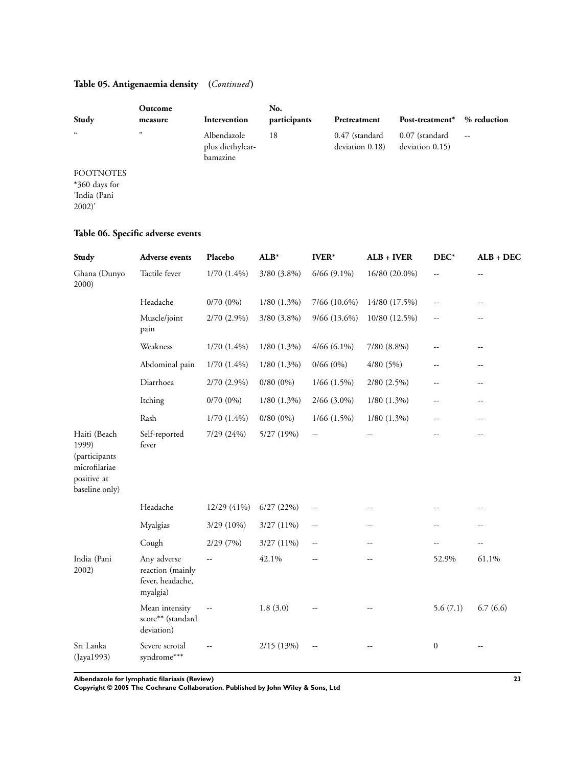**Table 05. Antigenaemia density** (*Continued*)

| Study | Outcome measure | Intervention | No. participants | Pretreatment | Post-treatment* | % reduction |
|---|---|---|---|---|---|---|
| " | " | Albendazole plus diethylcarbamazine | 18 | 0.47 (standard deviation 0.18) | 0.07 (standard deviation 0.15) | -- |

FOOTNOTES
*360 days for 'India (Pani 2002)'

**Table 06. Specific adverse events**

| Study | Adverse events | Placebo | ALB* | IVER* | ALB + IVER | DEC* | ALB + DEC |
|---|---|---|---|---|---|---|---|
| Ghana (Dunyo 2000) | Tactile fever | 1/70 (1.4%) | 3/80 (3.8%) | 6/66 (9.1%) | 16/80 (20.0%) | -- | -- |
| | Headache | 0/70 (0%) | 1/80 (1.3%) | 7/66 (10.6%) | 14/80 (17.5%) | -- | -- |
| | Muscle/joint pain | 2/70 (2.9%) | 3/80 (3.8%) | 9/66 (13.6%) | 10/80 (12.5%) | -- | -- |
| | Weakness | 1/70 (1.4%) | 1/80 (1.3%) | 4/66 (6.1%) | 7/80 (8.8%) | -- | -- |
| | Abdominal pain | 1/70 (1.4%) | 1/80 (1.3%) | 0/66 (0%) | 4/80 (5%) | -- | -- |
| | Diarrhoea | 2/70 (2.9%) | 0/80 (0%) | 1/66 (1.5%) | 2/80 (2.5%) | -- | -- |
| | Itching | 0/70 (0%) | 1/80 (1.3%) | 2/66 (3.0%) | 1/80 (1.3%) | -- | -- |
| | Rash | 1/70 (1.4%) | 0/80 (0%) | 1/66 (1.5%) | 1/80 (1.3%) | -- | -- |
| Haiti (Beach 1999) (participants microfilariae positive at baseline only) | Self-reported fever | 7/29 (24%) | 5/27 (19%) | -- | -- | -- | -- |
| | Headache | 12/29 (41%) | 6/27 (22%) | -- | -- | -- | -- |
| | Myalgias | 3/29 (10%) | 3/27 (11%) | -- | -- | -- | -- |
| | Cough | 2/29 (7%) | 3/27 (11%) | -- | -- | -- | -- |
| India (Pani 2002) | Any adverse reaction (mainly fever, headache, myalgia) | -- | 42.1% | -- | -- | 52.9% | 61.1% |
| | Mean intensity score** (standard deviation) | -- | 1.8 (3.0) | -- | -- | 5.6 (7.1) | 6.7 (6.6) |
| Sri Lanka (Jaya1993) | Severe scrotal syndrome*** | -- | 2/15 (13%) | -- | -- | 0 | -- |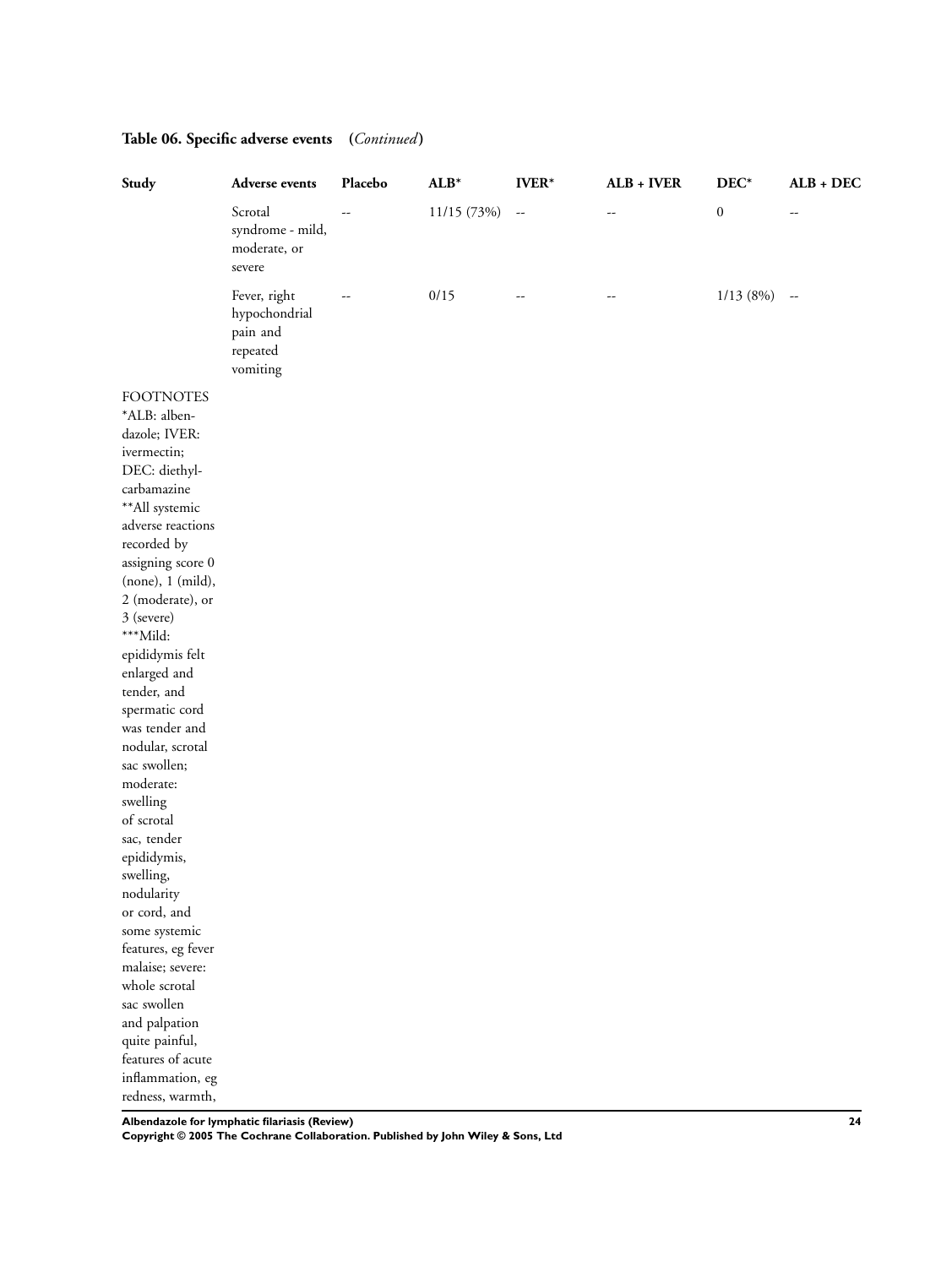**Table 06. Specific adverse events** (*Continued*)

| Study | Adverse events | Placebo | ALB* | IVER* | ALB + IVER | DEC* | ALB + DEC |
|---|---|---|---|---|---|---|---|
| | Scrotal syndrome - mild, moderate, or severe | -- | 11/15 (73%) | -- | -- | 0 | -- |
| | Fever, right hypochondrial pain and repeated vomiting | -- | 0/15 | -- | -- | 1/13 (8%) | -- |

FOOTNOTES
*ALB: albendazole; IVER: ivermectin; DEC: diethylcarbamazine
**All systemic adverse reactions recorded by assigning score 0 (none), 1 (mild), 2 (moderate), or 3 (severe)
***Mild: epididymis felt enlarged and tender, and spermatic cord was tender and nodular, scrotal sac swollen; moderate: swelling of scrotal sac, tender epididymis, swelling, nodularity or cord, and some systemic features, eg fever malaise; severe: whole scrotal sac swollen and palpation quite painful, features of acute inflammation, eg redness, warmth,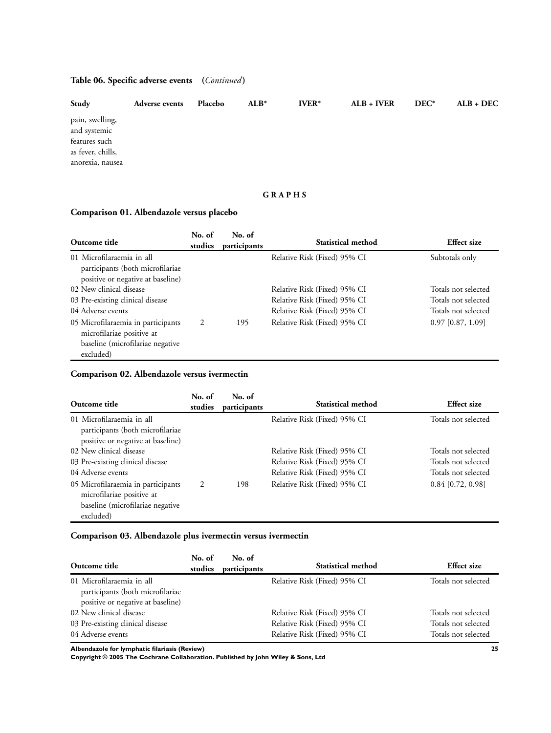**Table 06. Specific adverse events** (*Continued*)

| Study | Adverse events | Placebo | ALB* | IVER* | ALB + IVER | DEC* | ALB + DEC |
|---|---|---|---|---|---|---|---|
| pain, swelling, and systemic features such as fever, chills, anorexia, nausea | | | | | | | |

## GRAPHS

### Comparison 01. Albendazole versus placebo

| Outcome title | No. of studies | No. of participants | Statistical method | Effect size |
|---|---|---|---|---|
| 01 Microfilaraemia in all participants (both microfilariae positive or negative at baseline) | | | Relative Risk (Fixed) 95% CI | Subtotals only |
| 02 New clinical disease | | | Relative Risk (Fixed) 95% CI | Totals not selected |
| 03 Pre-existing clinical disease | | | Relative Risk (Fixed) 95% CI | Totals not selected |
| 04 Adverse events | | | Relative Risk (Fixed) 95% CI | Totals not selected |
| 05 Microfilaraemia in participants microfilariae positive at baseline (microfilariae negative excluded) | 2 | 195 | Relative Risk (Fixed) 95% CI | 0.97 [0.87, 1.09] |

### Comparison 02. Albendazole versus ivermectin

| Outcome title | No. of studies | No. of participants | Statistical method | Effect size |
|---|---|---|---|---|
| 01 Microfilaraemia in all participants (both microfilariae positive or negative at baseline) | | | Relative Risk (Fixed) 95% CI | Totals not selected |
| 02 New clinical disease | | | Relative Risk (Fixed) 95% CI | Totals not selected |
| 03 Pre-existing clinical disease | | | Relative Risk (Fixed) 95% CI | Totals not selected |
| 04 Adverse events | | | Relative Risk (Fixed) 95% CI | Totals not selected |
| 05 Microfilaraemia in participants microfilariae positive at baseline (microfilariae negative excluded) | 2 | 198 | Relative Risk (Fixed) 95% CI | 0.84 [0.72, 0.98] |

### Comparison 03. Albendazole plus ivermectin versus ivermectin

| Outcome title | No. of studies | No. of participants | Statistical method | Effect size |
|---|---|---|---|---|
| 01 Microfilaraemia in all participants (both microfilariae positive or negative at baseline) | | | Relative Risk (Fixed) 95% CI | Totals not selected |
| 02 New clinical disease | | | Relative Risk (Fixed) 95% CI | Totals not selected |
| 03 Pre-existing clinical disease | | | Relative Risk (Fixed) 95% CI | Totals not selected |
| 04 Adverse events | | | Relative Risk (Fixed) 95% CI | Totals not selected |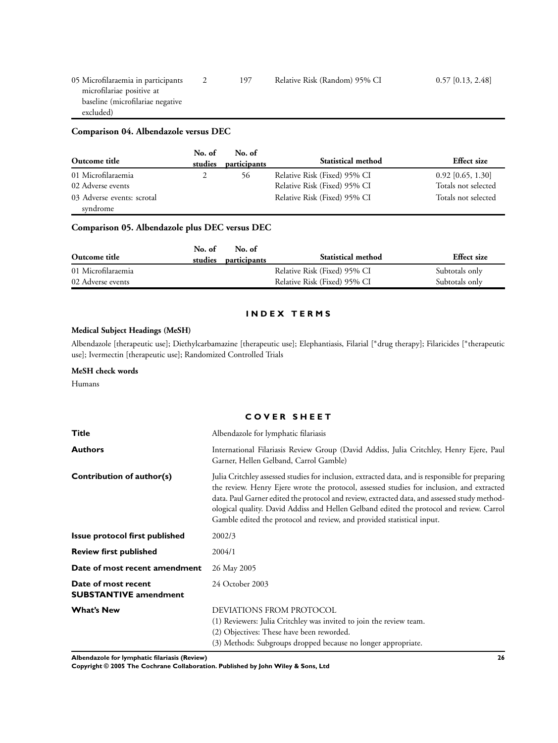| Outcome title | No. of studies | No. of participants | Statistical method | Effect size |
|---|---|---|---|---|
| 05 Microfilaraemia in participants microfilariae positive at baseline (microfilariae negative excluded) | 2 | 197 | Relative Risk (Random) 95% CI | 0.57 [0.13, 2.48] |

### Comparison 04. Albendazole versus DEC

| Outcome title | No. of studies | No. of participants | Statistical method | Effect size |
|---|---|---|---|---|
| 01 Microfilaraemia | 2 | 56 | Relative Risk (Fixed) 95% CI | 0.92 [0.65, 1.30] |
| 02 Adverse events | | | Relative Risk (Fixed) 95% CI | Totals not selected |
| 03 Adverse events: scrotal syndrome | | | Relative Risk (Fixed) 95% CI | Totals not selected |

### Comparison 05. Albendazole plus DEC versus DEC

| Outcome title | No. of studies | No. of participants | Statistical method | Effect size |
|---|---|---|---|---|
| 01 Microfilaraemia | | | Relative Risk (Fixed) 95% CI | Subtotals only |
| 02 Adverse events | | | Relative Risk (Fixed) 95% CI | Subtotals only |

## INDEX TERMS

### Medical Subject Headings (MeSH)

Albendazole [therapeutic use]; Diethylcarbamazine [therapeutic use]; Elephantiasis, Filarial [*drug therapy]; Filaricides [*therapeutic use]; Ivermectin [therapeutic use]; Randomized Controlled Trials

### MeSH check words

Humans

## COVER SHEET

| | |
|---|---|
| **Title** | Albendazole for lymphatic filariasis |
| **Authors** | International Filariasis Review Group (David Addiss, Julia Critchley, Henry Ejere, Paul Garner, Hellen Gelband, Carrol Gamble) |
| **Contribution of author(s)** | Julia Critchley assessed studies for inclusion, extracted data, and is responsible for preparing the review. Henry Ejere wrote the protocol, assessed studies for inclusion, and extracted data. Paul Garner edited the protocol and review, extracted data, and assessed study methodological quality. David Addiss and Hellen Gelband edited the protocol and review. Carrol Gamble edited the protocol and review, and provided statistical input. |
| **Issue protocol first published** | 2002/3 |
| **Review first published** | 2004/1 |
| **Date of most recent amendment** | 26 May 2005 |
| **Date of most recent SUBSTANTIVE amendment** | 24 October 2003 |
| **What's New** | DEVIATIONS FROM PROTOCOL<br>(1) Reviewers: Julia Critchley was invited to join the review team.<br>(2) Objectives: These have been reworded.<br>(3) Methods: Subgroups dropped because no longer appropriate. |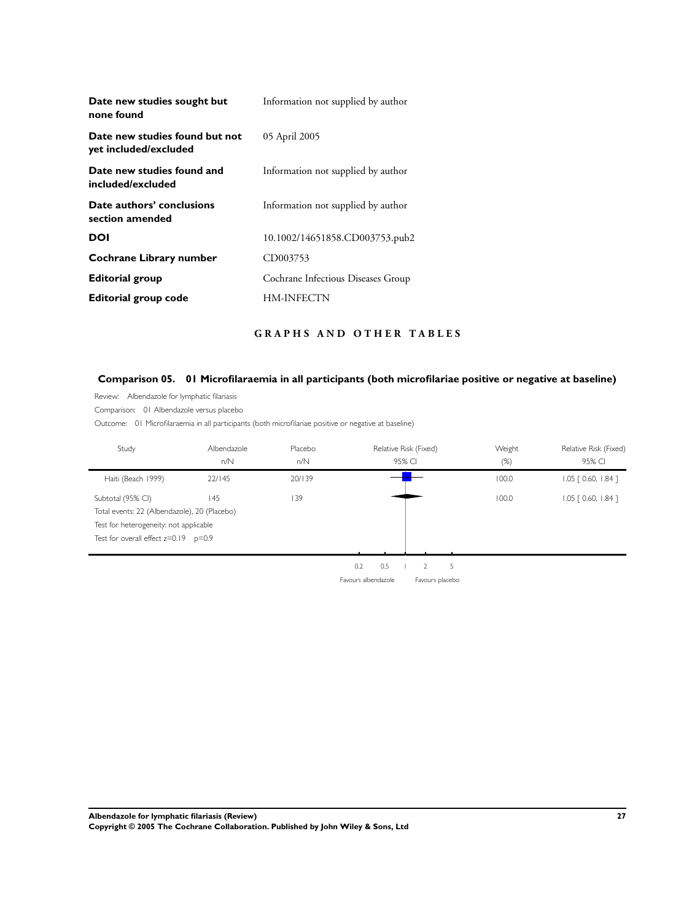| | |
|---|---|
| **Date new studies sought but none found** | Information not supplied by author |
| **Date new studies found but not yet included/excluded** | 05 April 2005 |
| **Date new studies found and included/excluded** | Information not supplied by author |
| **Date authors' conclusions section amended** | Information not supplied by author |
| **DOI** | 10.1002/14651858.CD003753.pub2 |
| **Cochrane Library number** | CD003753 |
| **Editorial group** | Cochrane Infectious Diseases Group |
| **Editorial group code** | HM-INFECTN |

## GRAPHS AND OTHER TABLES

### Comparison 05. 01 Microfilaraemia in all participants (both microfilariae positive or negative at baseline)

Review: Albendazole for lymphatic filariasis

Comparison: 01 Albendazole versus placebo

Outcome: 01 Microfilaraemia in all participants (both microfilariae positive or negative at baseline)

| Study | Albendazole n/N | Placebo n/N | Relative Risk (Fixed) 95% CI | Weight (%) | Relative Risk (Fixed) 95% CI |
|---|---|---|---|---|---|
| Haiti (Beach 1999) | 22/145 | 20/139 | | 100.0 | 1.05 [ 0.60, 1.84 ] |
| Subtotal (95% CI) | 145 | 139 | | 100.0 | 1.05 [ 0.60, 1.84 ] |
| Total events: 22 (Albendazole), 20 (Placebo) | | | | | |
| Test for heterogeneity: not applicable | | | | | |
| Test for overall effect z=0.19 p=0.9 | | | | | |

0.2 0.5 1 2 5

Favours albendazole Favours placebo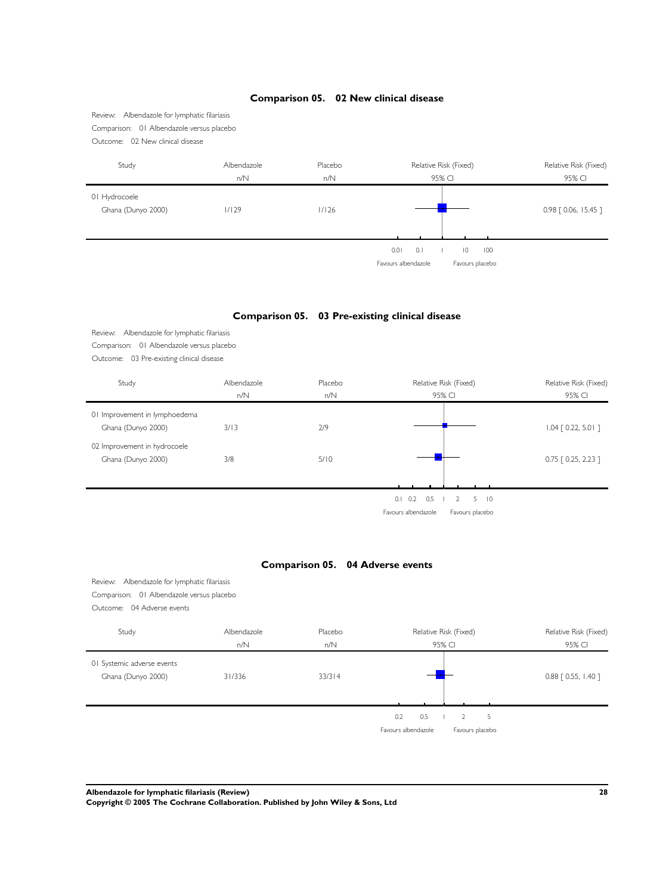### Comparison 05. 02 New clinical disease

Review: Albendazole for lymphatic filariasis
Comparison: 01 Albendazole versus placebo
Outcome: 02 New clinical disease

| Study | Albendazole n/N | Placebo n/N | Relative Risk (Fixed) 95% CI |
|---|---|---|---|
| 01 Hydrocoele | | | |
| Ghana (Dunyo 2000) | 1/129 | 1/126 | 0.98 [ 0.06, 15.45 ] |

0.01 0.1 1 10 100
Favours albendazole Favours placebo

### Comparison 05. 03 Pre-existing clinical disease

Review: Albendazole for lymphatic filariasis
Comparison: 01 Albendazole versus placebo
Outcome: 03 Pre-existing clinical disease

| Study | Albendazole n/N | Placebo n/N | Relative Risk (Fixed) 95% CI |
|---|---|---|---|
| 01 Improvement in lymphoedema | | | |
| Ghana (Dunyo 2000) | 3/13 | 2/9 | 1.04 [ 0.22, 5.01 ] |
| 02 Improvement in hydrocoele | | | |
| Ghana (Dunyo 2000) | 3/8 | 5/10 | 0.75 [ 0.25, 2.23 ] |

0.1 0.2 0.5 1 2 5 10
Favours albendazole Favours placebo

### Comparison 05. 04 Adverse events

Review: Albendazole for lymphatic filariasis
Comparison: 01 Albendazole versus placebo
Outcome: 04 Adverse events

| Study | Albendazole n/N | Placebo n/N | Relative Risk (Fixed) 95% CI |
|---|---|---|---|
| 01 Systemic adverse events | | | |
| Ghana (Dunyo 2000) | 31/336 | 33/314 | 0.88 [ 0.55, 1.40 ] |

0.2 0.5 1 2 5
Favours albendazole Favours placebo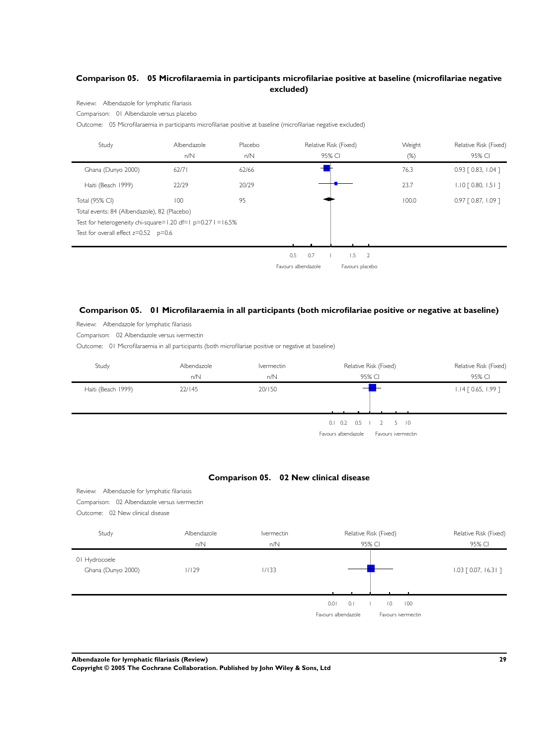## Comparison 05. 05 Microfilaraemia in participants microfilariae positive at baseline (microfilariae negative excluded)

Review: Albendazole for lymphatic filariasis

Comparison: 01 Albendazole versus placebo

Outcome: 05 Microfilaraemia in participants microfilariae positive at baseline (microfilariae negative excluded)

| Study | Albendazole n/N | Placebo n/N | Relative Risk (Fixed) 95% CI | Weight (%) | Relative Risk (Fixed) 95% CI |
|---|---|---|---|---|---|
| Ghana (Dunyo 2000) | 62/71 | 62/66 | | 76.3 | 0.93 [ 0.83, 1.04 ] |
| Haiti (Beach 1999) | 22/29 | 20/29 | | 23.7 | 1.10 [ 0.80, 1.51 ] |
| Total (95% CI) | 100 | 95 | | 100.0 | 0.97 [ 0.87, 1.09 ] |

Total events: 84 (Albendazole), 82 (Placebo)

Test for heterogeneity chi-square=1.20 df=1 p=0.27 I =16.5%

Test for overall effect z=0.52 p=0.6

0.5 0.7 1 1.5 2

Favours albendazole Favours placebo

## Comparison 05. 01 Microfilaraemia in all participants (both microfilariae positive or negative at baseline)

Review: Albendazole for lymphatic filariasis

Comparison: 02 Albendazole versus ivermectin

Outcome: 01 Microfilaraemia in all participants (both microfilariae positive or negative at baseline)

| Study | Albendazole n/N | Ivermectin n/N | Relative Risk (Fixed) 95% CI | Relative Risk (Fixed) 95% CI |
|---|---|---|---|---|
| Haiti (Beach 1999) | 22/145 | 20/150 | | 1.14 [ 0.65, 1.99 ] |

0.1 0.2 0.5 1 2 5 10

Favours albendazole Favours ivermectin

## Comparison 05. 02 New clinical disease

Review: Albendazole for lymphatic filariasis

Comparison: 02 Albendazole versus ivermectin

Outcome: 02 New clinical disease

| Study | Albendazole n/N | Ivermectin n/N | Relative Risk (Fixed) 95% CI | Relative Risk (Fixed) 95% CI |
|---|---|---|---|---|
| 01 Hydrocoele | | | | |
| Ghana (Dunyo 2000) | 1/129 | 1/133 | | 1.03 [ 0.07, 16.31 ] |

0.01 0.1 1 10 100

Favours albendazole Favours ivermectin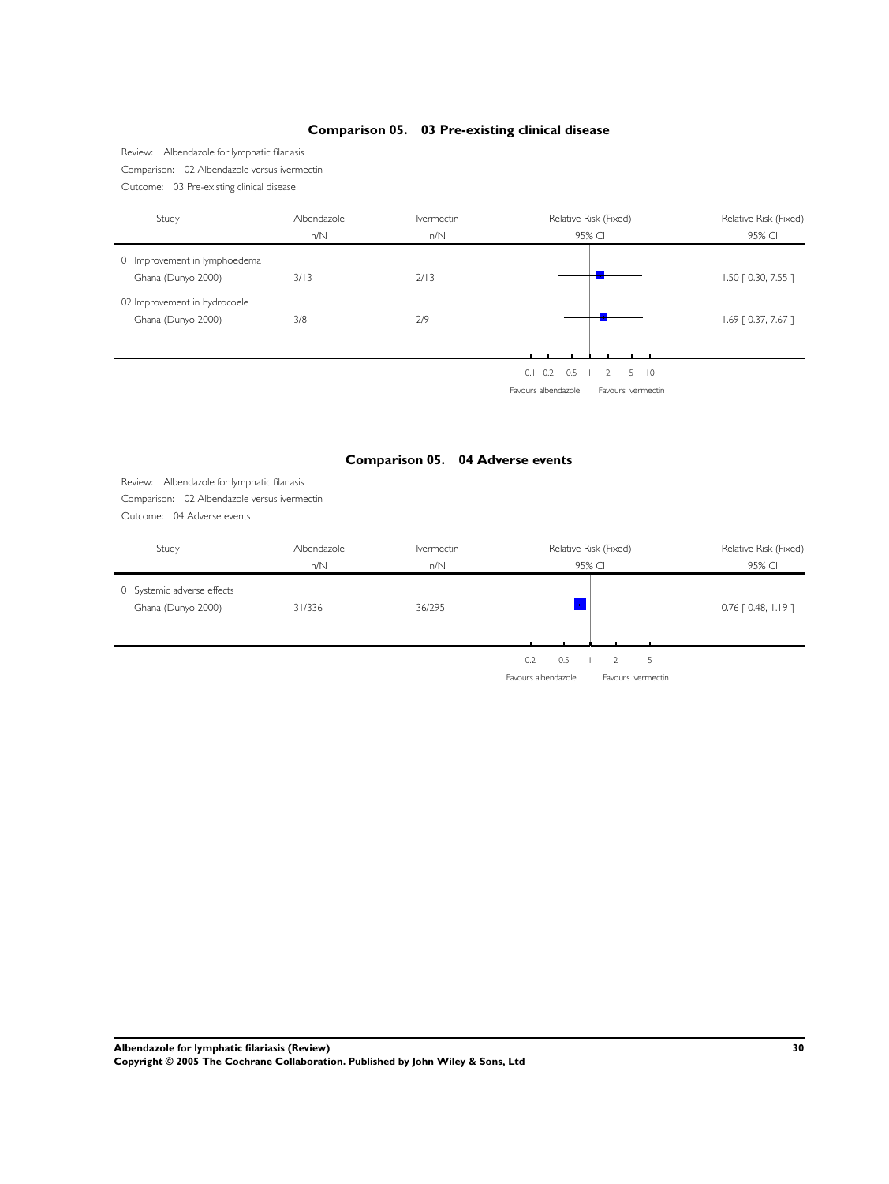## Comparison 05. 03 Pre-existing clinical disease

Review: Albendazole for lymphatic filariasis

Comparison: 02 Albendazole versus ivermectin

Outcome: 03 Pre-existing clinical disease

| Study | Albendazole n/N | Ivermectin n/N | Relative Risk (Fixed) 95% CI | Relative Risk (Fixed) 95% CI |
|---|---|---|---|---|
| 01 Improvement in lymphoedema | | | | |
| Ghana (Dunyo 2000) | 3/13 | 2/13 | | 1.50 [ 0.30, 7.55 ] |
| 02 Improvement in hydrocoele | | | | |
| Ghana (Dunyo 2000) | 3/8 | 2/9 | | 1.69 [ 0.37, 7.67 ] |

0.1 0.2 0.5 1 2 5 10

Favours albendazole Favours ivermectin

## Comparison 05. 04 Adverse events

Review: Albendazole for lymphatic filariasis

Comparison: 02 Albendazole versus ivermectin

Outcome: 04 Adverse events

| Study | Albendazole n/N | Ivermectin n/N | Relative Risk (Fixed) 95% CI | Relative Risk (Fixed) 95% CI |
|---|---|---|---|---|
| 01 Systemic adverse effects | | | | |
| Ghana (Dunyo 2000) | 31/336 | 36/295 | | 0.76 [ 0.48, 1.19 ] |

0.2 0.5 1 2 5

Favours albendazole Favours ivermectin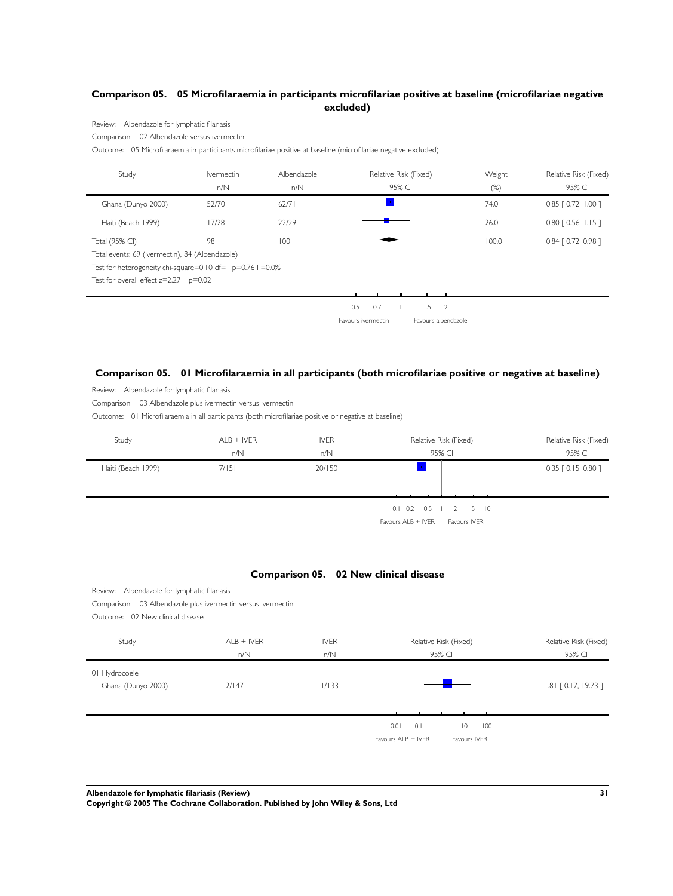### Comparison 05. 05 Microfilaraemia in participants microfilariae positive at baseline (microfilariae negative excluded)

Review: Albendazole for lymphatic filariasis

Comparison: 02 Albendazole versus ivermectin

Outcome: 05 Microfilaraemia in participants microfilariae positive at baseline (microfilariae negative excluded)

| Study | Ivermectin n/N | Albendazole n/N | Relative Risk (Fixed) 95% CI | Weight (%) | Relative Risk (Fixed) 95% CI |
|---|---|---|---|---|---|
| Ghana (Dunyo 2000) | 52/70 | 62/71 | | 74.0 | 0.85 [ 0.72, 1.00 ] |
| Haiti (Beach 1999) | 17/28 | 22/29 | | 26.0 | 0.80 [ 0.56, 1.15 ] |
| Total (95% CI) | 98 | 100 | | 100.0 | 0.84 [ 0.72, 0.98 ] |

Total events: 69 (Ivermectin), 84 (Albendazole)

Test for heterogeneity chi-square=0.10 df=1 p=0.76 I =0.0%

Test for overall effect z=2.27 p=0.02

0.5 0.7 1 1.5 2

Favours ivermectin Favours albendazole

### Comparison 05. 01 Microfilaraemia in all participants (both microfilariae positive or negative at baseline)

Review: Albendazole for lymphatic filariasis

Comparison: 03 Albendazole plus ivermectin versus ivermectin

Outcome: 01 Microfilaraemia in all participants (both microfilariae positive or negative at baseline)

| Study | ALB + IVER n/N | IVER n/N | Relative Risk (Fixed) 95% CI | Relative Risk (Fixed) 95% CI |
|---|---|---|---|---|
| Haiti (Beach 1999) | 7/151 | 20/150 | | 0.35 [ 0.15, 0.80 ] |

0.1 0.2 0.5 1 2 5 10

Favours ALB + IVER Favours IVER

### Comparison 05. 02 New clinical disease

Review: Albendazole for lymphatic filariasis

Comparison: 03 Albendazole plus ivermectin versus ivermectin

Outcome: 02 New clinical disease

| Study | ALB + IVER n/N | IVER n/N | Relative Risk (Fixed) 95% CI | Relative Risk (Fixed) 95% CI |
|---|---|---|---|---|
| 01 Hydrocoele | | | | |
| Ghana (Dunyo 2000) | 2/147 | 1/133 | | 1.81 [ 0.17, 19.73 ] |

0.01 0.1 1 10 100

Favours ALB + IVER Favours IVER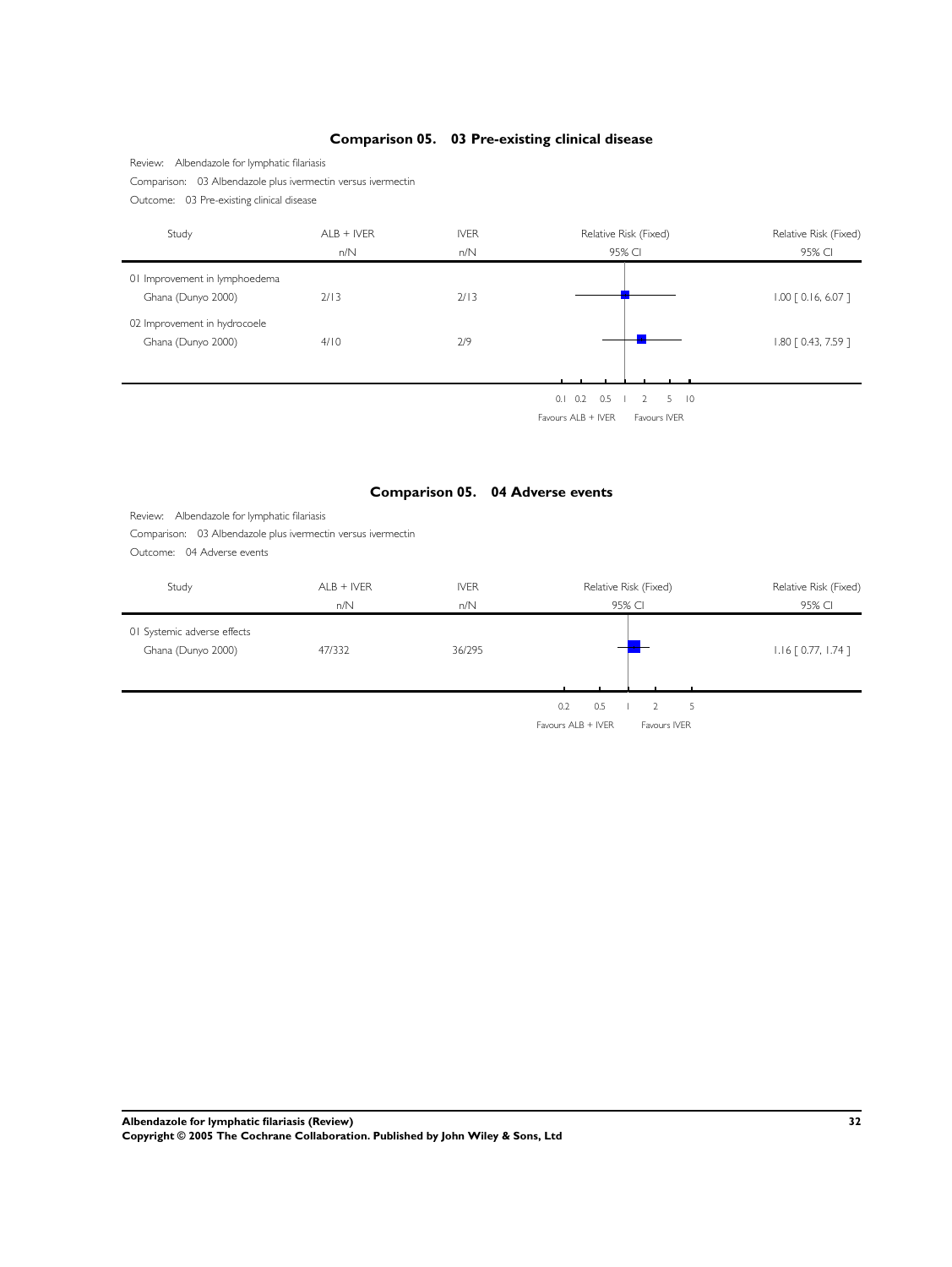## Comparison 05. 03 Pre-existing clinical disease

Review: Albendazole for lymphatic filariasis

Comparison: 03 Albendazole plus ivermectin versus ivermectin

Outcome: 03 Pre-existing clinical disease

| Study | ALB + IVER n/N | IVER n/N | Relative Risk (Fixed) 95% CI | Relative Risk (Fixed) 95% CI |
|---|---|---|---|---|
| 01 Improvement in lymphoedema | | | | |
| Ghana (Dunyo 2000) | 2/13 | 2/13 | | 1.00 [ 0.16, 6.07 ] |
| 02 Improvement in hydrocoele | | | | |
| Ghana (Dunyo 2000) | 4/10 | 2/9 | | 1.80 [ 0.43, 7.59 ] |

0.1 0.2 0.5 1 2 5 10

Favours ALB + IVER Favours IVER

## Comparison 05. 04 Adverse events

Review: Albendazole for lymphatic filariasis

Comparison: 03 Albendazole plus ivermectin versus ivermectin

Outcome: 04 Adverse events

| Study | ALB + IVER n/N | IVER n/N | Relative Risk (Fixed) 95% CI | Relative Risk (Fixed) 95% CI |
|---|---|---|---|---|
| 01 Systemic adverse effects | | | | |
| Ghana (Dunyo 2000) | 47/332 | 36/295 | | 1.16 [ 0.77, 1.74 ] |

0.2 0.5 1 2 5

Favours ALB + IVER Favours IVER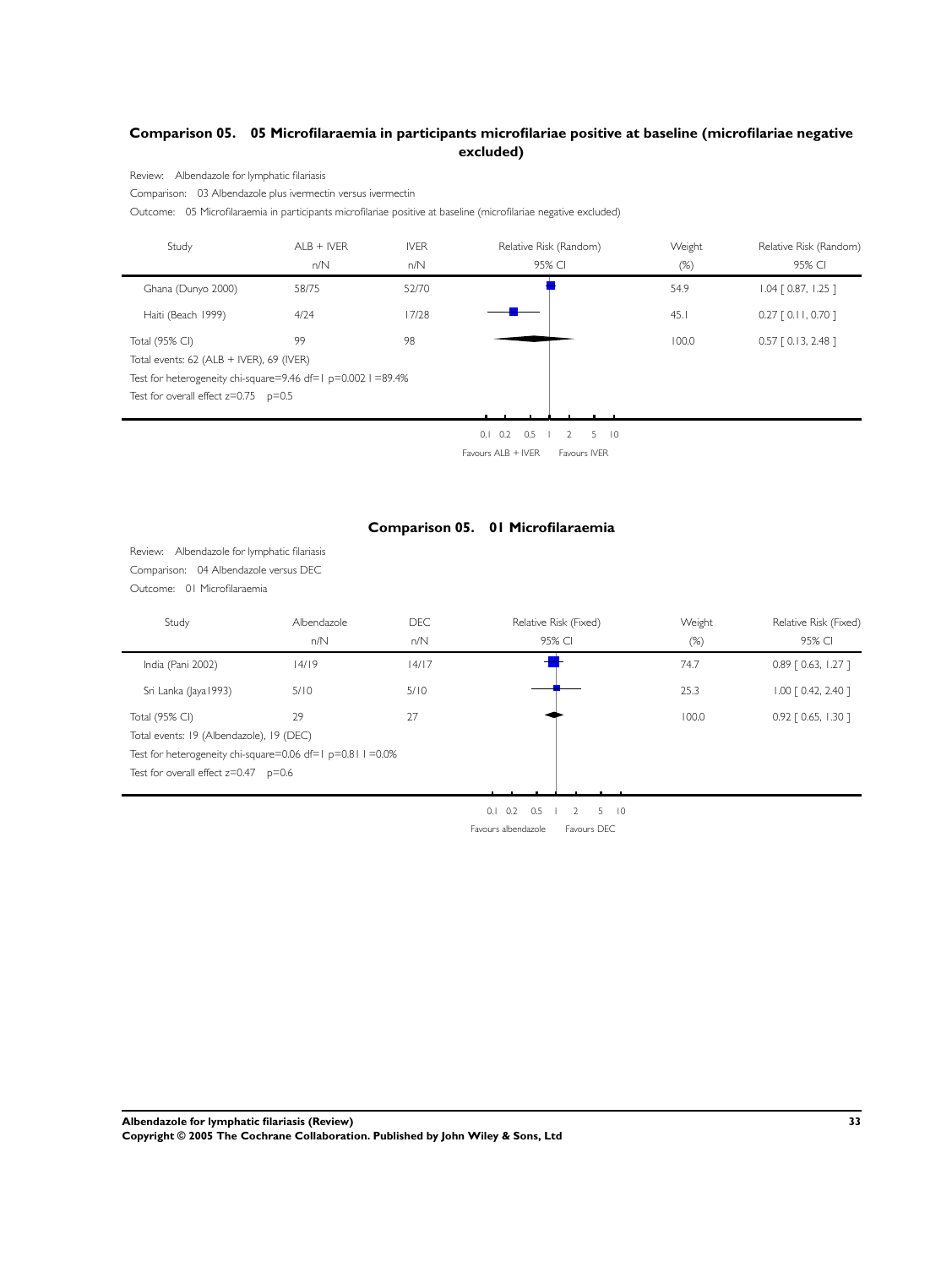### Comparison 05. 05 Microfilaraemia in participants microfilariae positive at baseline (microfilariae negative excluded)

Review: Albendazole for lymphatic filariasis

Comparison: 03 Albendazole plus ivermectin versus ivermectin

Outcome: 05 Microfilaraemia in participants microfilariae positive at baseline (microfilariae negative excluded)

| Study | ALB + IVER n/N | IVER n/N | Relative Risk (Random) 95% CI | Weight (%) | Relative Risk (Random) 95% CI |
|---|---|---|---|---|---|
| Ghana (Dunyo 2000) | 58/75 | 52/70 | | 54.9 | 1.04 [ 0.87, 1.25 ] |
| Haiti (Beach 1999) | 4/24 | 17/28 | | 45.1 | 0.27 [ 0.11, 0.70 ] |
| Total (95% CI) | 99 | 98 | | 100.0 | 0.57 [ 0.13, 2.48 ] |

Total events: 62 (ALB + IVER), 69 (IVER)

Test for heterogeneity chi-square=9.46 df=1 p=0.002 I =89.4%

Test for overall effect z=0.75 p=0.5

0.1 0.2 0.5 1 2 5 10

Favours ALB + IVER Favours IVER

### Comparison 05. 01 Microfilaraemia

Review: Albendazole for lymphatic filariasis

Comparison: 04 Albendazole versus DEC

Outcome: 01 Microfilaraemia

| Study | Albendazole n/N | DEC n/N | Relative Risk (Fixed) 95% CI | Weight (%) | Relative Risk (Fixed) 95% CI |
|---|---|---|---|---|---|
| India (Pani 2002) | 14/19 | 14/17 | | 74.7 | 0.89 [ 0.63, 1.27 ] |
| Sri Lanka (Jaya1993) | 5/10 | 5/10 | | 25.3 | 1.00 [ 0.42, 2.40 ] |
| Total (95% CI) | 29 | 27 | | 100.0 | 0.92 [ 0.65, 1.30 ] |

Total events: 19 (Albendazole), 19 (DEC)

Test for heterogeneity chi-square=0.06 df=1 p=0.81 I =0.0%

Test for overall effect z=0.47 p=0.6

0.1 0.2 0.5 1 2 5 10

Favours albendazole Favours DEC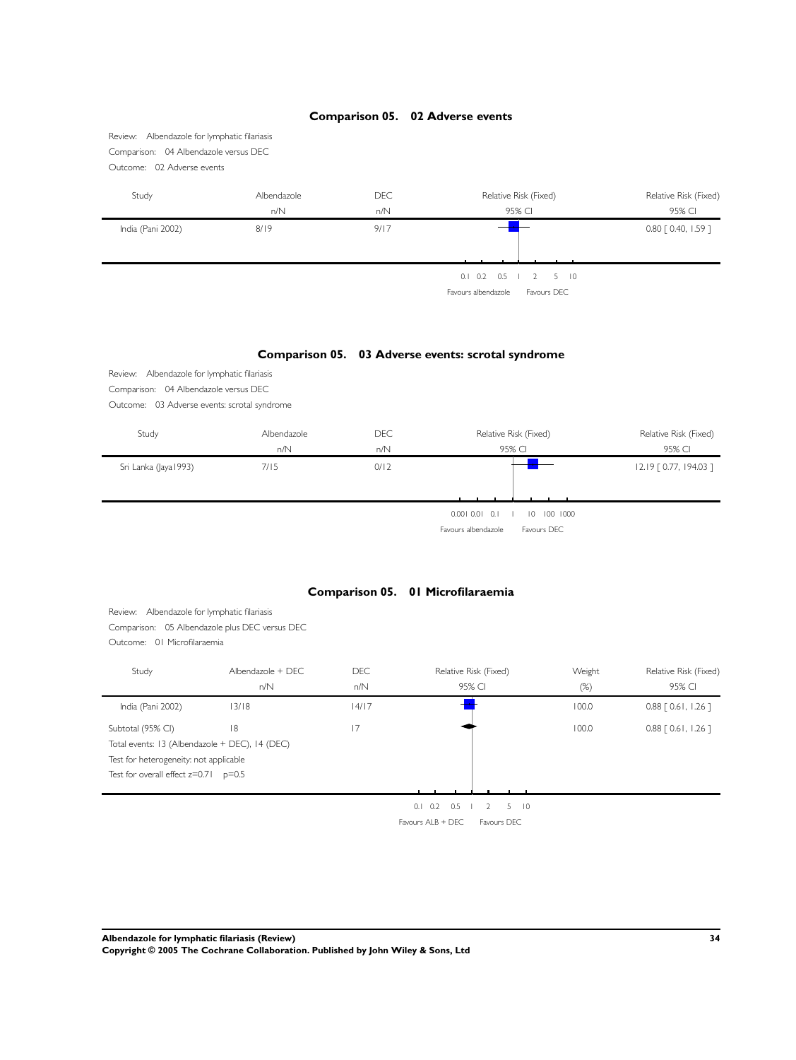## Comparison 05. 02 Adverse events

Review: Albendazole for lymphatic filariasis

Comparison: 04 Albendazole versus DEC

Outcome: 02 Adverse events

| Study | Albendazole n/N | DEC n/N | Relative Risk (Fixed) 95% CI | Relative Risk (Fixed) 95% CI |
|---|---|---|---|---|
| India (Pani 2002) | 8/19 | 9/17 | | 0.80 [ 0.40, 1.59 ] |

0.1 0.2 0.5 1 2 5 10

Favours albendazole Favours DEC

## Comparison 05. 03 Adverse events: scrotal syndrome

Review: Albendazole for lymphatic filariasis

Comparison: 04 Albendazole versus DEC

Outcome: 03 Adverse events: scrotal syndrome

| Study | Albendazole n/N | DEC n/N | Relative Risk (Fixed) 95% CI | Relative Risk (Fixed) 95% CI |
|---|---|---|---|---|
| Sri Lanka (Jaya1993) | 7/15 | 0/12 | | 12.19 [ 0.77, 194.03 ] |

0.001 0.01 0.1 1 10 100 1000

Favours albendazole Favours DEC

## Comparison 05. 01 Microfilaraemia

Review: Albendazole for lymphatic filariasis

Comparison: 05 Albendazole plus DEC versus DEC

Outcome: 01 Microfilaraemia

| Study | Albendazole + DEC n/N | DEC n/N | Relative Risk (Fixed) 95% CI | Weight (%) | Relative Risk (Fixed) 95% CI |
|---|---|---|---|---|---|
| India (Pani 2002) | 13/18 | 14/17 | | 100.0 | 0.88 [ 0.61, 1.26 ] |
| Subtotal (95% CI) | 18 | 17 | | 100.0 | 0.88 [ 0.61, 1.26 ] |

Total events: 13 (Albendazole + DEC), 14 (DEC)

Test for heterogeneity: not applicable

Test for overall effect z=0.71 p=0.5

0.1 0.2 0.5 1 2 5 10

Favours ALB + DEC Favours DEC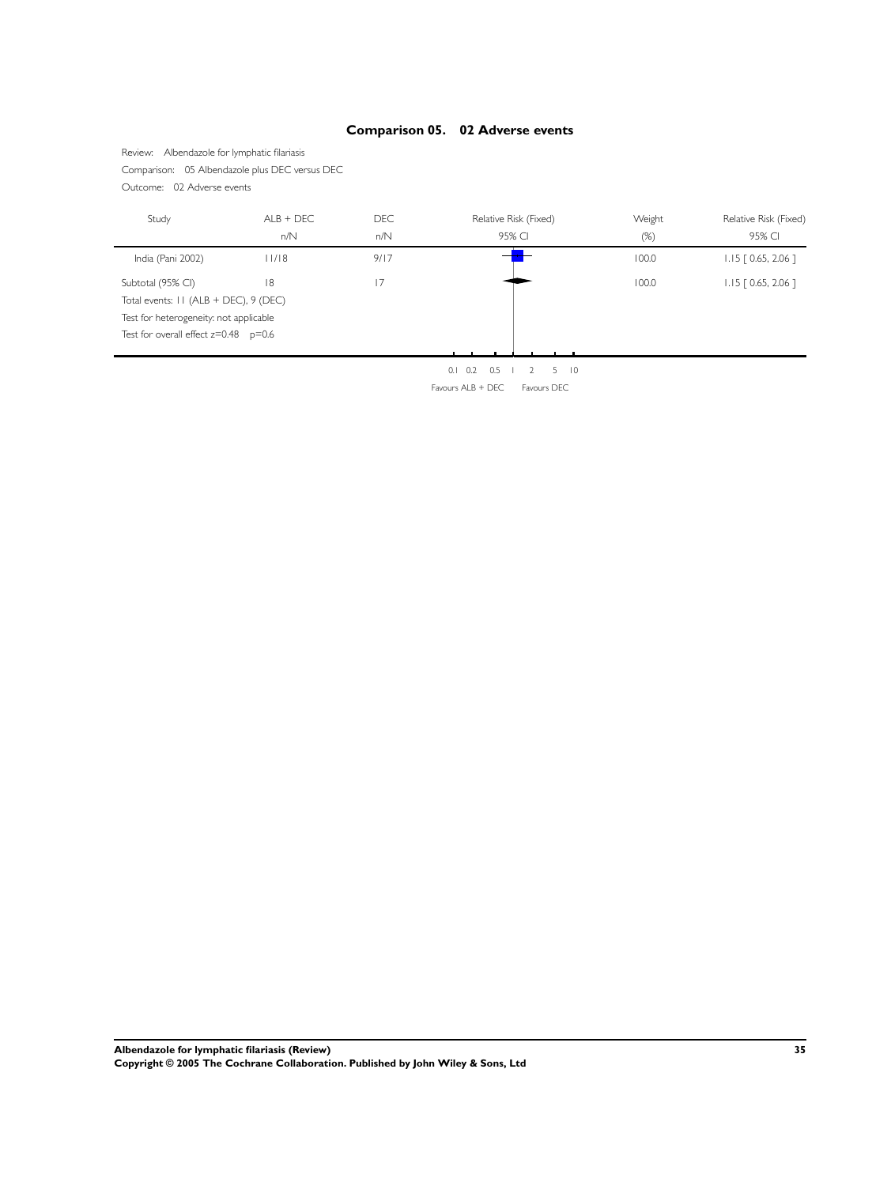## Comparison 05. 02 Adverse events

Review: Albendazole for lymphatic filariasis

Comparison: 05 Albendazole plus DEC versus DEC

Outcome: 02 Adverse events

| Study | ALB + DEC n/N | DEC n/N | Relative Risk (Fixed) 95% CI | Weight (%) | Relative Risk (Fixed) 95% CI |
|---|---|---|---|---|---|
| India (Pani 2002) | 11/18 | 9/17 | | 100.0 | 1.15 [ 0.65, 2.06 ] |
| Subtotal (95% CI) | 18 | 17 | | 100.0 | 1.15 [ 0.65, 2.06 ] |

Total events: 11 (ALB + DEC), 9 (DEC)

Test for heterogeneity: not applicable

Test for overall effect z=0.48 p=0.6

0.1 0.2 0.5 1 2 5 10

Favours ALB + DEC Favours DEC